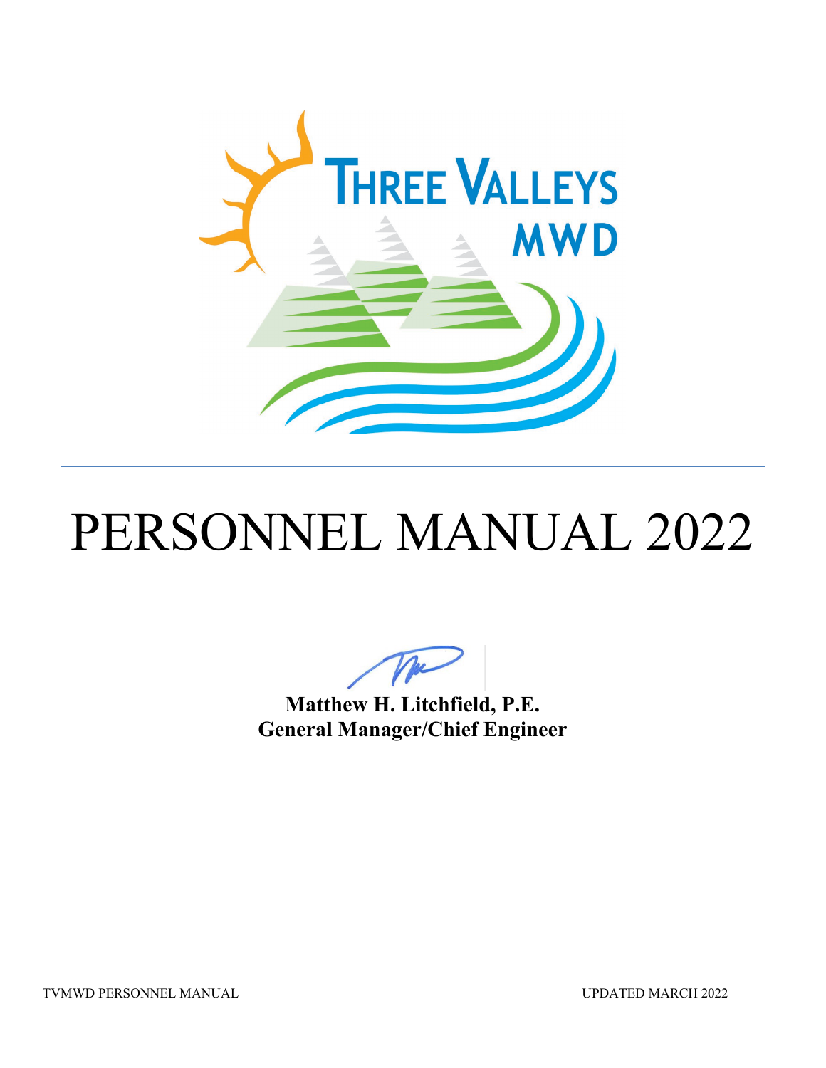THREE VALLEYS MWD

# PERSONNEL MANUAL 2022

**Matthew H. Litchfield, P.E.**
**General Manager/Chief Engineer**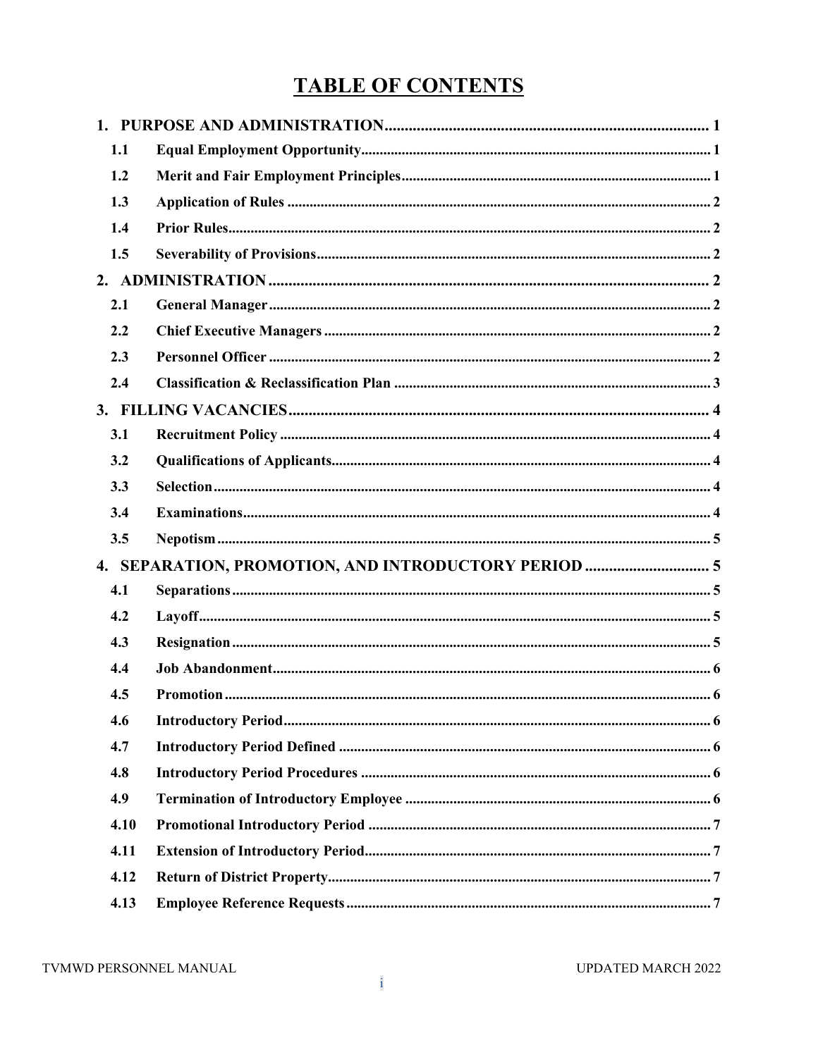# TABLE OF CONTENTS

**1. PURPOSE AND ADMINISTRATION** .......... 1

- **1.1 Equal Employment Opportunity** .......... 1
- **1.2 Merit and Fair Employment Principles** .......... 1
- **1.3 Application of Rules** .......... 2
- **1.4 Prior Rules** .......... 2
- **1.5 Severability of Provisions** .......... 2

**2. ADMINISTRATION** .......... 2

- **2.1 General Manager** .......... 2
- **2.2 Chief Executive Managers** .......... 2
- **2.3 Personnel Officer** .......... 2
- **2.4 Classification & Reclassification Plan** .......... 3

**3. FILLING VACANCIES** .......... 4

- **3.1 Recruitment Policy** .......... 4
- **3.2 Qualifications of Applicants** .......... 4
- **3.3 Selection** .......... 4
- **3.4 Examinations** .......... 4
- **3.5 Nepotism** .......... 5

**4. SEPARATION, PROMOTION, AND INTRODUCTORY PERIOD** .......... 5

- **4.1 Separations** .......... 5
- **4.2 Layoff** .......... 5
- **4.3 Resignation** .......... 5
- **4.4 Job Abandonment** .......... 6
- **4.5 Promotion** .......... 6
- **4.6 Introductory Period** .......... 6
- **4.7 Introductory Period Defined** .......... 6
- **4.8 Introductory Period Procedures** .......... 6
- **4.9 Termination of Introductory Employee** .......... 6
- **4.10 Promotional Introductory Period** .......... 7
- **4.11 Extension of Introductory Period** .......... 7
- **4.12 Return of District Property** .......... 7
- **4.13 Employee Reference Requests** .......... 7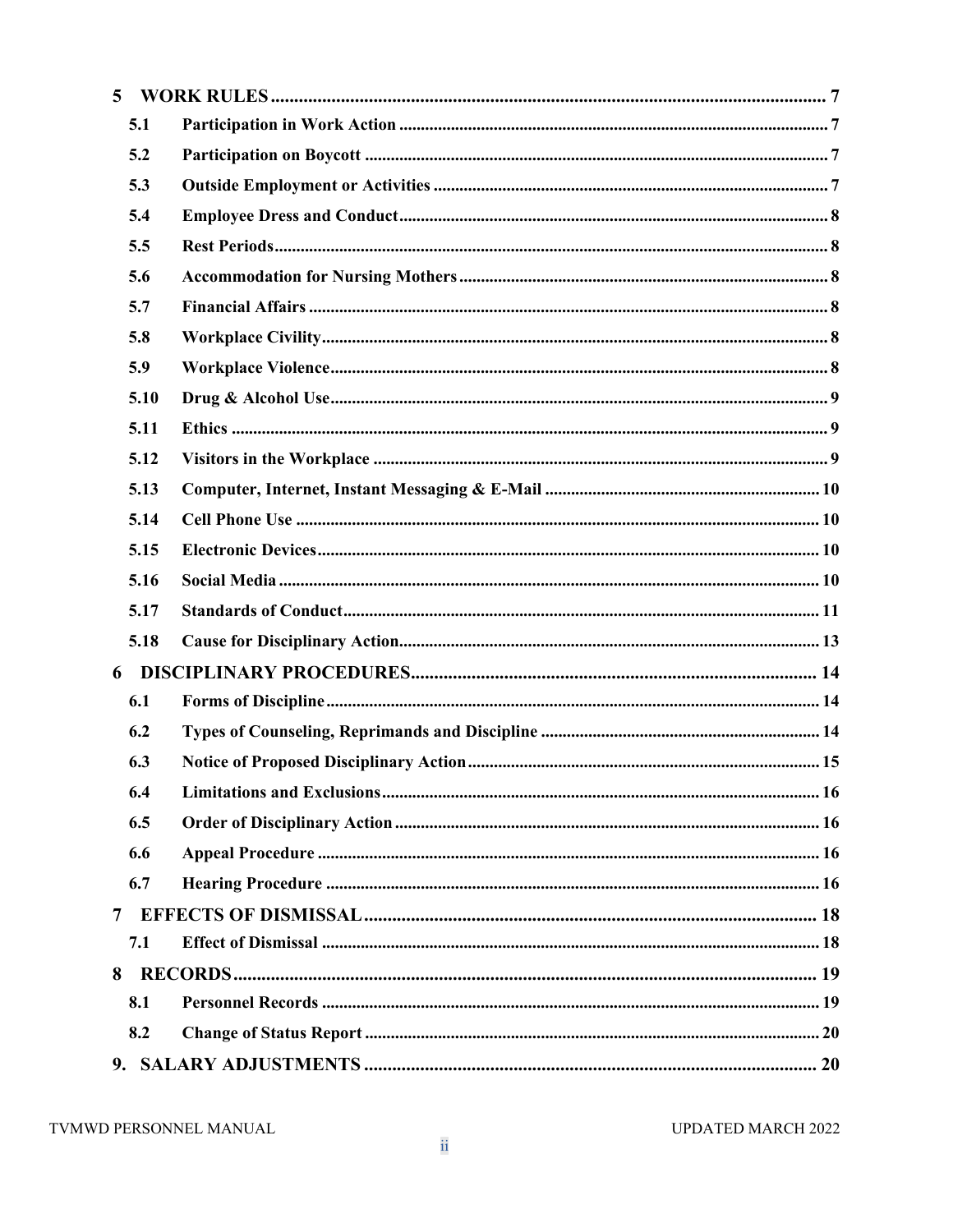- **5 WORK RULES** .......... 7
  - **5.1 Participation in Work Action** .......... 7
  - **5.2 Participation on Boycott** .......... 7
  - **5.3 Outside Employment or Activities** .......... 7
  - **5.4 Employee Dress and Conduct** .......... 8
  - **5.5 Rest Periods** .......... 8
  - **5.6 Accommodation for Nursing Mothers** .......... 8
  - **5.7 Financial Affairs** .......... 8
  - **5.8 Workplace Civility** .......... 8
  - **5.9 Workplace Violence** .......... 8
  - **5.10 Drug & Alcohol Use** .......... 9
  - **5.11 Ethics** .......... 9
  - **5.12 Visitors in the Workplace** .......... 9
  - **5.13 Computer, Internet, Instant Messaging & E-Mail** .......... 10
  - **5.14 Cell Phone Use** .......... 10
  - **5.15 Electronic Devices** .......... 10
  - **5.16 Social Media** .......... 10
  - **5.17 Standards of Conduct** .......... 11
  - **5.18 Cause for Disciplinary Action** .......... 13
- **6 DISCIPLINARY PROCEDURES** .......... 14
  - **6.1 Forms of Discipline** .......... 14
  - **6.2 Types of Counseling, Reprimands and Discipline** .......... 14
  - **6.3 Notice of Proposed Disciplinary Action** .......... 15
  - **6.4 Limitations and Exclusions** .......... 16
  - **6.5 Order of Disciplinary Action** .......... 16
  - **6.6 Appeal Procedure** .......... 16
  - **6.7 Hearing Procedure** .......... 16
- **7 EFFECTS OF DISMISSAL** .......... 18
  - **7.1 Effect of Dismissal** .......... 18
- **8 RECORDS** .......... 19
  - **8.1 Personnel Records** .......... 19
  - **8.2 Change of Status Report** .......... 20
- **9. SALARY ADJUSTMENTS** .......... 20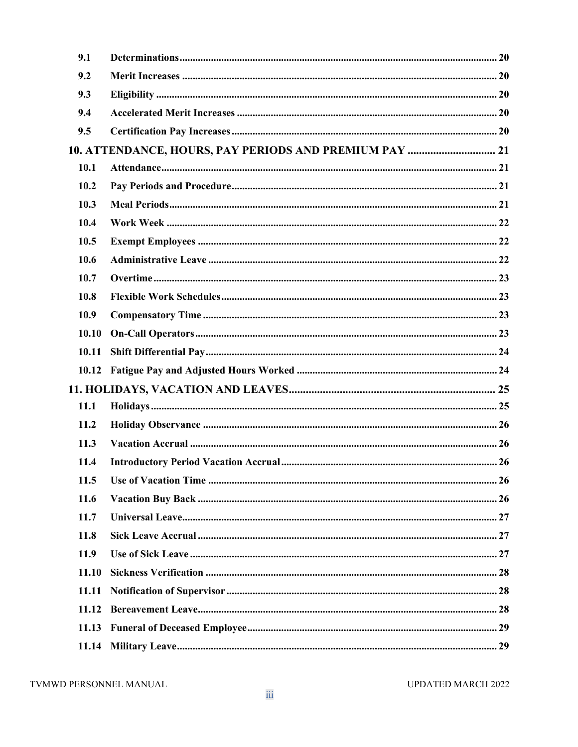| | | |
|---|---|---|
| 9.1 | **Determinations** | 20 |
| 9.2 | **Merit Increases** | 20 |
| 9.3 | **Eligibility** | 20 |
| 9.4 | **Accelerated Merit Increases** | 20 |
| 9.5 | **Certification Pay Increases** | 20 |
| **10. ATTENDANCE, HOURS, PAY PERIODS AND PREMIUM PAY** | | **21** |
| 10.1 | **Attendance** | 21 |
| 10.2 | **Pay Periods and Procedure** | 21 |
| 10.3 | **Meal Periods** | 21 |
| 10.4 | **Work Week** | 22 |
| 10.5 | **Exempt Employees** | 22 |
| 10.6 | **Administrative Leave** | 22 |
| 10.7 | **Overtime** | 23 |
| 10.8 | **Flexible Work Schedules** | 23 |
| 10.9 | **Compensatory Time** | 23 |
| 10.10 | **On-Call Operators** | 23 |
| 10.11 | **Shift Differential Pay** | 24 |
| 10.12 | **Fatigue Pay and Adjusted Hours Worked** | 24 |
| **11. HOLIDAYS, VACATION AND LEAVES** | | **25** |
| 11.1 | **Holidays** | 25 |
| 11.2 | **Holiday Observance** | 26 |
| 11.3 | **Vacation Accrual** | 26 |
| 11.4 | **Introductory Period Vacation Accrual** | 26 |
| 11.5 | **Use of Vacation Time** | 26 |
| 11.6 | **Vacation Buy Back** | 26 |
| 11.7 | **Universal Leave** | 27 |
| 11.8 | **Sick Leave Accrual** | 27 |
| 11.9 | **Use of Sick Leave** | 27 |
| 11.10 | **Sickness Verification** | 28 |
| 11.11 | **Notification of Supervisor** | 28 |
| 11.12 | **Bereavement Leave** | 28 |
| 11.13 | **Funeral of Deceased Employee** | 29 |
| 11.14 | **Military Leave** | 29 |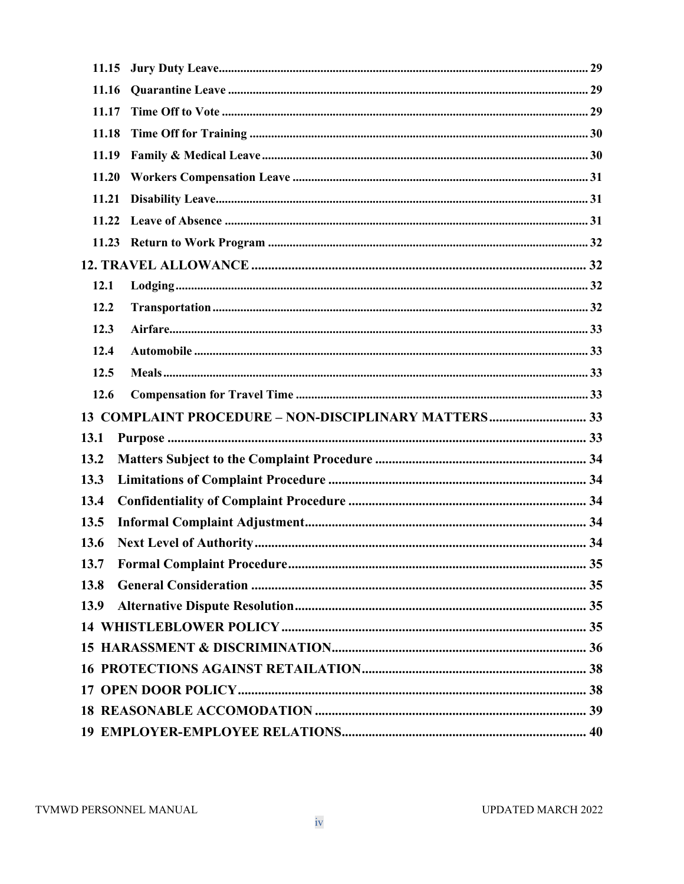11.15 Jury Duty Leave ........ 29
11.16 Quarantine Leave ........ 29
11.17 Time Off to Vote ........ 29
11.18 Time Off for Training ........ 30
11.19 Family & Medical Leave ........ 30
11.20 Workers Compensation Leave ........ 31
11.21 Disability Leave ........ 31
11.22 Leave of Absence ........ 31
11.23 Return to Work Program ........ 32

12. TRAVEL ALLOWANCE ........ 32

12.1 Lodging ........ 32
12.2 Transportation ........ 32
12.3 Airfare ........ 33
12.4 Automobile ........ 33
12.5 Meals ........ 33
12.6 Compensation for Travel Time ........ 33

13 COMPLAINT PROCEDURE – NON-DISCIPLINARY MATTERS ........ 33

13.1 Purpose ........ 33
13.2 Matters Subject to the Complaint Procedure ........ 34
13.3 Limitations of Complaint Procedure ........ 34
13.4 Confidentiality of Complaint Procedure ........ 34
13.5 Informal Complaint Adjustment ........ 34
13.6 Next Level of Authority ........ 34
13.7 Formal Complaint Procedure ........ 35
13.8 General Consideration ........ 35
13.9 Alternative Dispute Resolution ........ 35

14 WHISTLEBLOWER POLICY ........ 35

15 HARASSMENT & DISCRIMINATION ........ 36

16 PROTECTIONS AGAINST RETAILATION ........ 38

17 OPEN DOOR POLICY ........ 38

18 REASONABLE ACCOMODATION ........ 39

19 EMPLOYER-EMPLOYEE RELATIONS ........ 40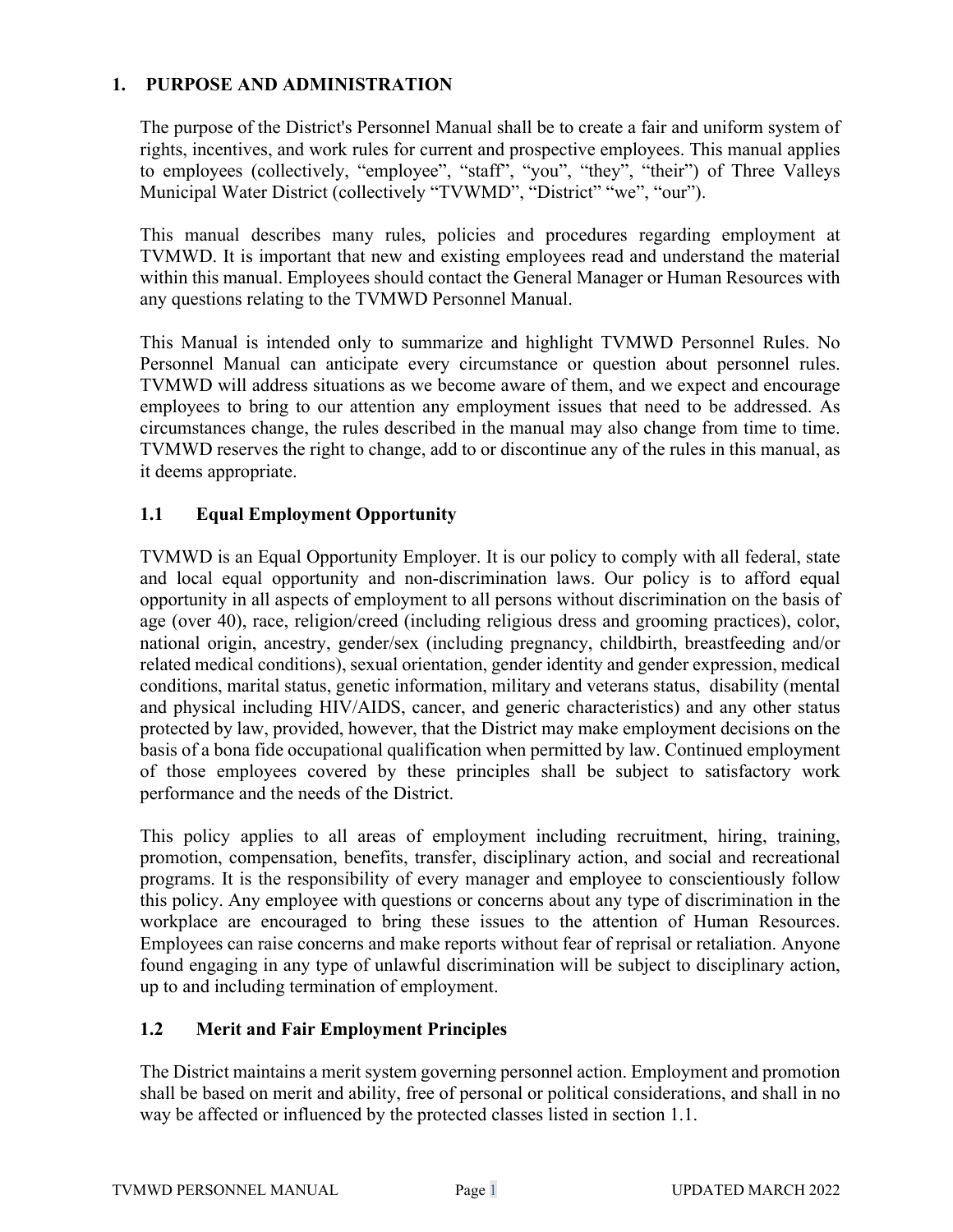# 1. PURPOSE AND ADMINISTRATION

The purpose of the District's Personnel Manual shall be to create a fair and uniform system of rights, incentives, and work rules for current and prospective employees. This manual applies to employees (collectively, "employee", "staff", "you", "they", "their") of Three Valleys Municipal Water District (collectively "TVWMD", "District" "we", "our").

This manual describes many rules, policies and procedures regarding employment at TVMWD. It is important that new and existing employees read and understand the material within this manual. Employees should contact the General Manager or Human Resources with any questions relating to the TVMWD Personnel Manual.

This Manual is intended only to summarize and highlight TVMWD Personnel Rules. No Personnel Manual can anticipate every circumstance or question about personnel rules. TVMWD will address situations as we become aware of them, and we expect and encourage employees to bring to our attention any employment issues that need to be addressed. As circumstances change, the rules described in the manual may also change from time to time. TVMWD reserves the right to change, add to or discontinue any of the rules in this manual, as it deems appropriate.

## 1.1 Equal Employment Opportunity

TVMWD is an Equal Opportunity Employer. It is our policy to comply with all federal, state and local equal opportunity and non-discrimination laws. Our policy is to afford equal opportunity in all aspects of employment to all persons without discrimination on the basis of age (over 40), race, religion/creed (including religious dress and grooming practices), color, national origin, ancestry, gender/sex (including pregnancy, childbirth, breastfeeding and/or related medical conditions), sexual orientation, gender identity and gender expression, medical conditions, marital status, genetic information, military and veterans status, disability (mental and physical including HIV/AIDS, cancer, and generic characteristics) and any other status protected by law, provided, however, that the District may make employment decisions on the basis of a bona fide occupational qualification when permitted by law. Continued employment of those employees covered by these principles shall be subject to satisfactory work performance and the needs of the District.

This policy applies to all areas of employment including recruitment, hiring, training, promotion, compensation, benefits, transfer, disciplinary action, and social and recreational programs. It is the responsibility of every manager and employee to conscientiously follow this policy. Any employee with questions or concerns about any type of discrimination in the workplace are encouraged to bring these issues to the attention of Human Resources. Employees can raise concerns and make reports without fear of reprisal or retaliation. Anyone found engaging in any type of unlawful discrimination will be subject to disciplinary action, up to and including termination of employment.

## 1.2 Merit and Fair Employment Principles

The District maintains a merit system governing personnel action. Employment and promotion shall be based on merit and ability, free of personal or political considerations, and shall in no way be affected or influenced by the protected classes listed in section 1.1.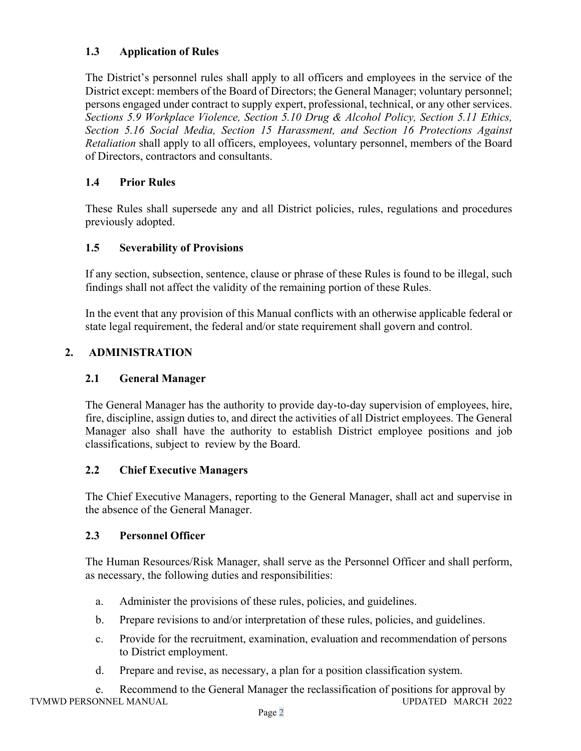### 1.3 Application of Rules

The District's personnel rules shall apply to all officers and employees in the service of the District except: members of the Board of Directors; the General Manager; voluntary personnel; persons engaged under contract to supply expert, professional, technical, or any other services. *Sections 5.9 Workplace Violence, Section 5.10 Drug & Alcohol Policy, Section 5.11 Ethics, Section 5.16 Social Media, Section 15 Harassment, and Section 16 Protections Against Retaliation* shall apply to all officers, employees, voluntary personnel, members of the Board of Directors, contractors and consultants.

### 1.4 Prior Rules

These Rules shall supersede any and all District policies, rules, regulations and procedures previously adopted.

### 1.5 Severability of Provisions

If any section, subsection, sentence, clause or phrase of these Rules is found to be illegal, such findings shall not affect the validity of the remaining portion of these Rules.

In the event that any provision of this Manual conflicts with an otherwise applicable federal or state legal requirement, the federal and/or state requirement shall govern and control.

## 2. ADMINISTRATION

### 2.1 General Manager

The General Manager has the authority to provide day-to-day supervision of employees, hire, fire, discipline, assign duties to, and direct the activities of all District employees. The General Manager also shall have the authority to establish District employee positions and job classifications, subject to review by the Board.

### 2.2 Chief Executive Managers

The Chief Executive Managers, reporting to the General Manager, shall act and supervise in the absence of the General Manager.

### 2.3 Personnel Officer

The Human Resources/Risk Manager, shall serve as the Personnel Officer and shall perform, as necessary, the following duties and responsibilities:

a. Administer the provisions of these rules, policies, and guidelines.

b. Prepare revisions to and/or interpretation of these rules, policies, and guidelines.

c. Provide for the recruitment, examination, evaluation and recommendation of persons to District employment.

d. Prepare and revise, as necessary, a plan for a position classification system.

e. Recommend to the General Manager the reclassification of positions for approval by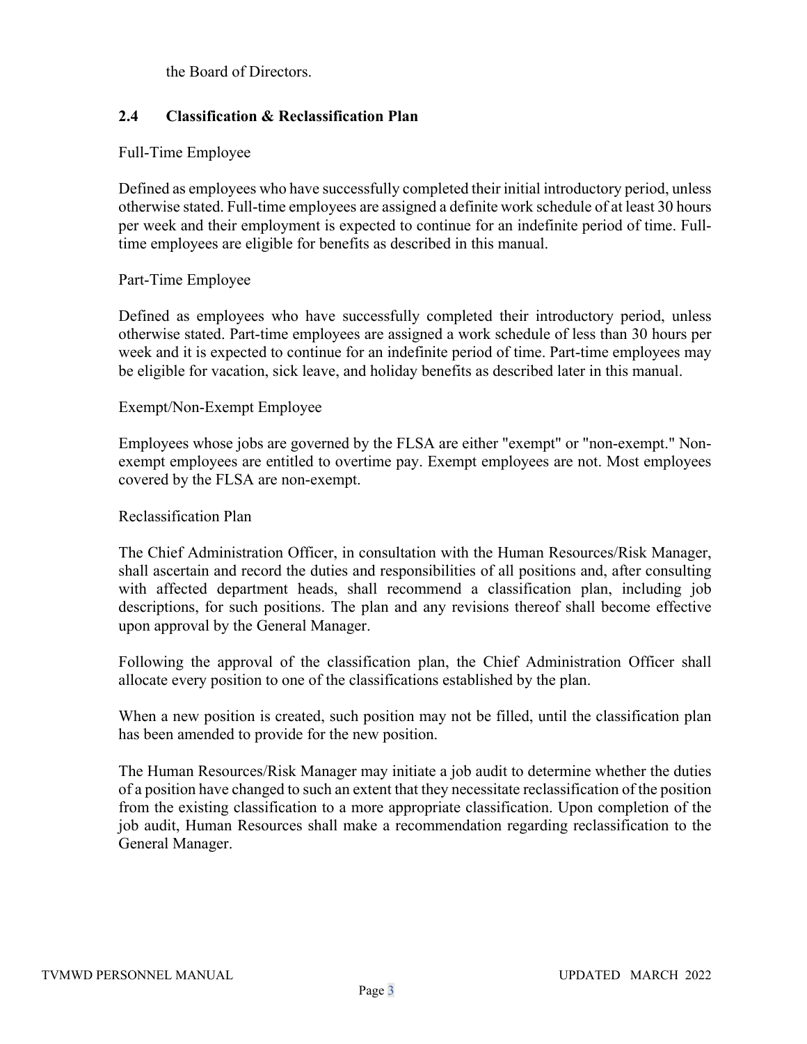the Board of Directors.

## 2.4 Classification & Reclassification Plan

Full-Time Employee

Defined as employees who have successfully completed their initial introductory period, unless otherwise stated. Full-time employees are assigned a definite work schedule of at least 30 hours per week and their employment is expected to continue for an indefinite period of time. Full-time employees are eligible for benefits as described in this manual.

Part-Time Employee

Defined as employees who have successfully completed their introductory period, unless otherwise stated. Part-time employees are assigned a work schedule of less than 30 hours per week and it is expected to continue for an indefinite period of time. Part-time employees may be eligible for vacation, sick leave, and holiday benefits as described later in this manual.

Exempt/Non-Exempt Employee

Employees whose jobs are governed by the FLSA are either "exempt" or "non-exempt." Non-exempt employees are entitled to overtime pay. Exempt employees are not. Most employees covered by the FLSA are non-exempt.

Reclassification Plan

The Chief Administration Officer, in consultation with the Human Resources/Risk Manager, shall ascertain and record the duties and responsibilities of all positions and, after consulting with affected department heads, shall recommend a classification plan, including job descriptions, for such positions. The plan and any revisions thereof shall become effective upon approval by the General Manager.

Following the approval of the classification plan, the Chief Administration Officer shall allocate every position to one of the classifications established by the plan.

When a new position is created, such position may not be filled, until the classification plan has been amended to provide for the new position.

The Human Resources/Risk Manager may initiate a job audit to determine whether the duties of a position have changed to such an extent that they necessitate reclassification of the position from the existing classification to a more appropriate classification. Upon completion of the job audit, Human Resources shall make a recommendation regarding reclassification to the General Manager.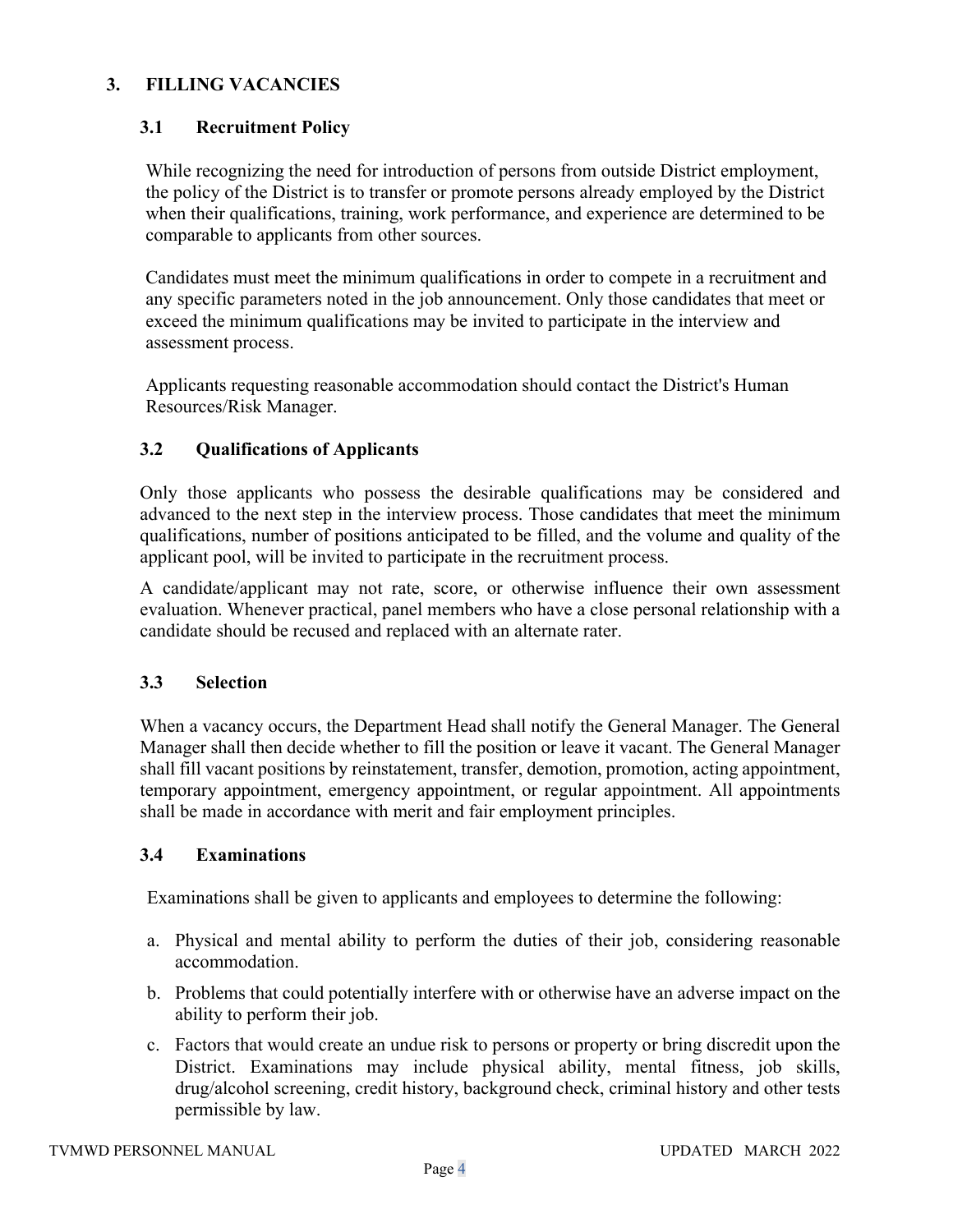## 3. FILLING VACANCIES

### 3.1 Recruitment Policy

While recognizing the need for introduction of persons from outside District employment, the policy of the District is to transfer or promote persons already employed by the District when their qualifications, training, work performance, and experience are determined to be comparable to applicants from other sources.

Candidates must meet the minimum qualifications in order to compete in a recruitment and any specific parameters noted in the job announcement. Only those candidates that meet or exceed the minimum qualifications may be invited to participate in the interview and assessment process.

Applicants requesting reasonable accommodation should contact the District's Human Resources/Risk Manager.

### 3.2 Qualifications of Applicants

Only those applicants who possess the desirable qualifications may be considered and advanced to the next step in the interview process. Those candidates that meet the minimum qualifications, number of positions anticipated to be filled, and the volume and quality of the applicant pool, will be invited to participate in the recruitment process.

A candidate/applicant may not rate, score, or otherwise influence their own assessment evaluation. Whenever practical, panel members who have a close personal relationship with a candidate should be recused and replaced with an alternate rater.

### 3.3 Selection

When a vacancy occurs, the Department Head shall notify the General Manager. The General Manager shall then decide whether to fill the position or leave it vacant. The General Manager shall fill vacant positions by reinstatement, transfer, demotion, promotion, acting appointment, temporary appointment, emergency appointment, or regular appointment. All appointments shall be made in accordance with merit and fair employment principles.

### 3.4 Examinations

Examinations shall be given to applicants and employees to determine the following:

a. Physical and mental ability to perform the duties of their job, considering reasonable accommodation.

b. Problems that could potentially interfere with or otherwise have an adverse impact on the ability to perform their job.

c. Factors that would create an undue risk to persons or property or bring discredit upon the District. Examinations may include physical ability, mental fitness, job skills, drug/alcohol screening, credit history, background check, criminal history and other tests permissible by law.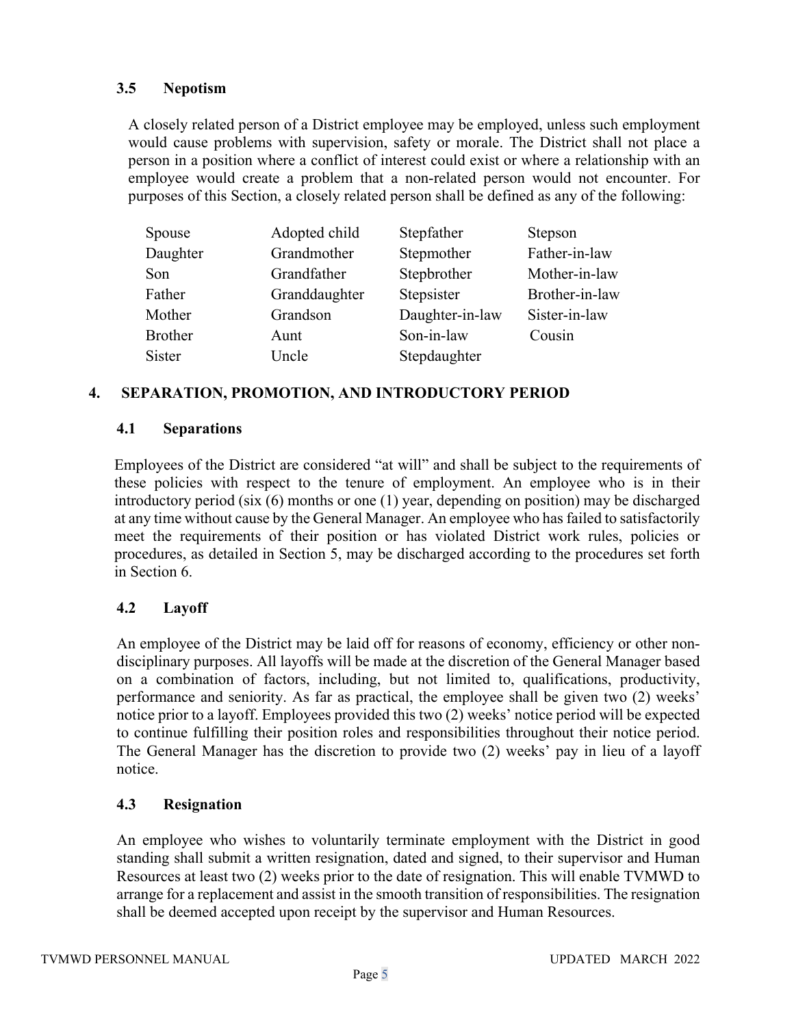### 3.5 Nepotism

A closely related person of a District employee may be employed, unless such employment would cause problems with supervision, safety or morale. The District shall not place a person in a position where a conflict of interest could exist or where a relationship with an employee would create a problem that a non-related person would not encounter. For purposes of this Section, a closely related person shall be defined as any of the following:

| | | | |
|---|---|---|---|
| Spouse | Adopted child | Stepfather | Stepson |
| Daughter | Grandmother | Stepmother | Father-in-law |
| Son | Grandfather | Stepbrother | Mother-in-law |
| Father | Granddaughter | Stepsister | Brother-in-law |
| Mother | Grandson | Daughter-in-law | Sister-in-law |
| Brother | Aunt | Son-in-law | Cousin |
| Sister | Uncle | Stepdaughter | |

## 4. SEPARATION, PROMOTION, AND INTRODUCTORY PERIOD

### 4.1 Separations

Employees of the District are considered "at will" and shall be subject to the requirements of these policies with respect to the tenure of employment. An employee who is in their introductory period (six (6) months or one (1) year, depending on position) may be discharged at any time without cause by the General Manager. An employee who has failed to satisfactorily meet the requirements of their position or has violated District work rules, policies or procedures, as detailed in Section 5, may be discharged according to the procedures set forth in Section 6.

### 4.2 Layoff

An employee of the District may be laid off for reasons of economy, efficiency or other non-disciplinary purposes. All layoffs will be made at the discretion of the General Manager based on a combination of factors, including, but not limited to, qualifications, productivity, performance and seniority. As far as practical, the employee shall be given two (2) weeks' notice prior to a layoff. Employees provided this two (2) weeks' notice period will be expected to continue fulfilling their position roles and responsibilities throughout their notice period. The General Manager has the discretion to provide two (2) weeks' pay in lieu of a layoff notice.

### 4.3 Resignation

An employee who wishes to voluntarily terminate employment with the District in good standing shall submit a written resignation, dated and signed, to their supervisor and Human Resources at least two (2) weeks prior to the date of resignation. This will enable TVMWD to arrange for a replacement and assist in the smooth transition of responsibilities. The resignation shall be deemed accepted upon receipt by the supervisor and Human Resources.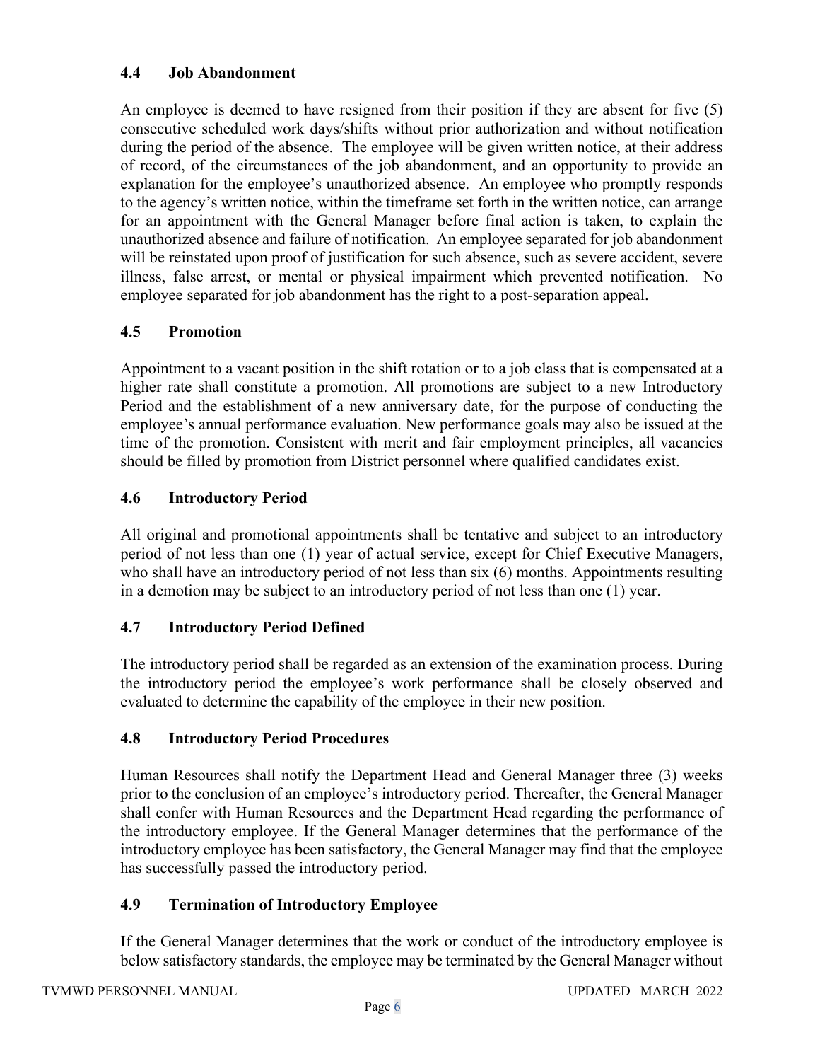### 4.4 Job Abandonment

An employee is deemed to have resigned from their position if they are absent for five (5) consecutive scheduled work days/shifts without prior authorization and without notification during the period of the absence. The employee will be given written notice, at their address of record, of the circumstances of the job abandonment, and an opportunity to provide an explanation for the employee's unauthorized absence. An employee who promptly responds to the agency's written notice, within the timeframe set forth in the written notice, can arrange for an appointment with the General Manager before final action is taken, to explain the unauthorized absence and failure of notification. An employee separated for job abandonment will be reinstated upon proof of justification for such absence, such as severe accident, severe illness, false arrest, or mental or physical impairment which prevented notification. No employee separated for job abandonment has the right to a post-separation appeal.

### 4.5 Promotion

Appointment to a vacant position in the shift rotation or to a job class that is compensated at a higher rate shall constitute a promotion. All promotions are subject to a new Introductory Period and the establishment of a new anniversary date, for the purpose of conducting the employee's annual performance evaluation. New performance goals may also be issued at the time of the promotion. Consistent with merit and fair employment principles, all vacancies should be filled by promotion from District personnel where qualified candidates exist.

### 4.6 Introductory Period

All original and promotional appointments shall be tentative and subject to an introductory period of not less than one (1) year of actual service, except for Chief Executive Managers, who shall have an introductory period of not less than six (6) months. Appointments resulting in a demotion may be subject to an introductory period of not less than one (1) year.

### 4.7 Introductory Period Defined

The introductory period shall be regarded as an extension of the examination process. During the introductory period the employee's work performance shall be closely observed and evaluated to determine the capability of the employee in their new position.

### 4.8 Introductory Period Procedures

Human Resources shall notify the Department Head and General Manager three (3) weeks prior to the conclusion of an employee's introductory period. Thereafter, the General Manager shall confer with Human Resources and the Department Head regarding the performance of the introductory employee. If the General Manager determines that the performance of the introductory employee has been satisfactory, the General Manager may find that the employee has successfully passed the introductory period.

### 4.9 Termination of Introductory Employee

If the General Manager determines that the work or conduct of the introductory employee is below satisfactory standards, the employee may be terminated by the General Manager without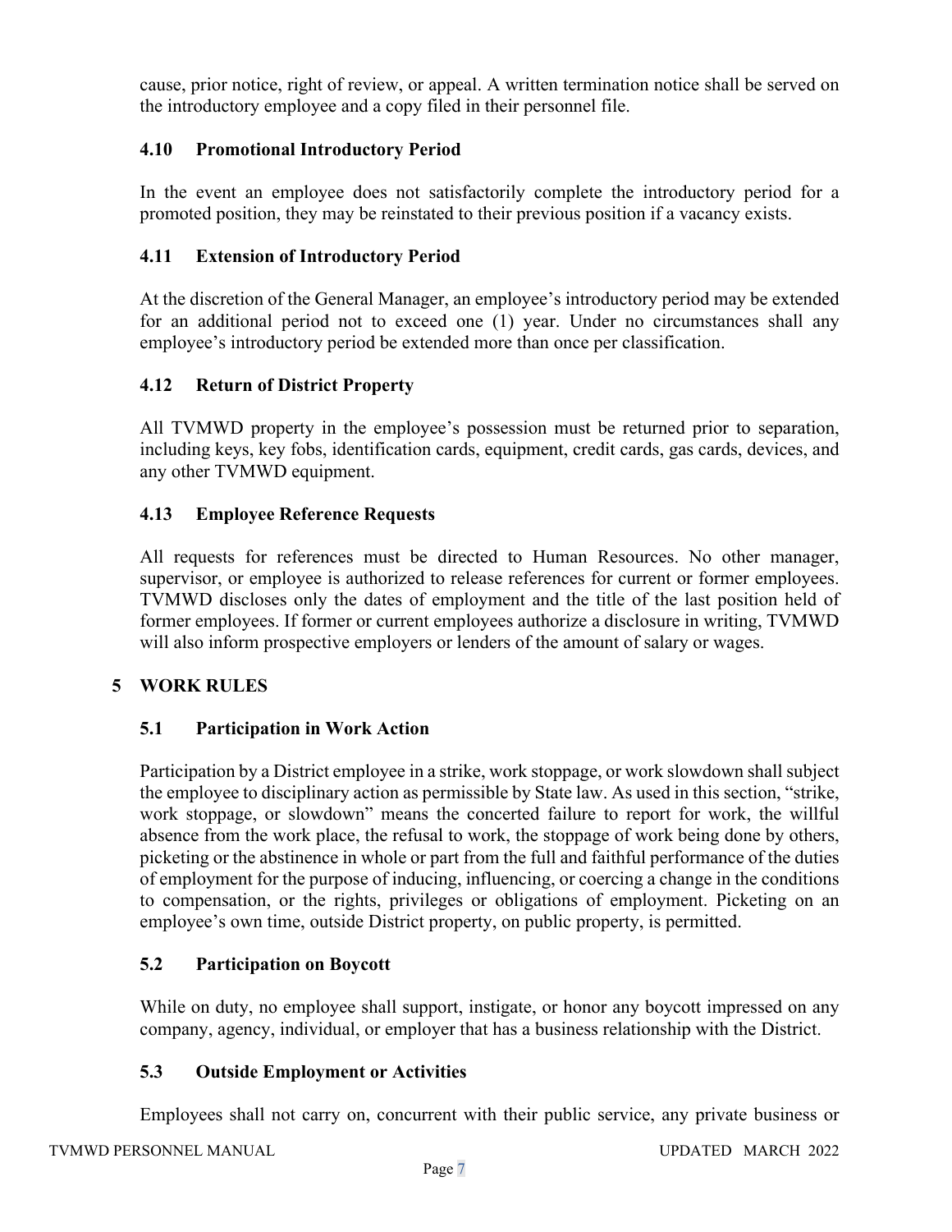cause, prior notice, right of review, or appeal. A written termination notice shall be served on the introductory employee and a copy filed in their personnel file.

### 4.10 Promotional Introductory Period

In the event an employee does not satisfactorily complete the introductory period for a promoted position, they may be reinstated to their previous position if a vacancy exists.

### 4.11 Extension of Introductory Period

At the discretion of the General Manager, an employee's introductory period may be extended for an additional period not to exceed one (1) year. Under no circumstances shall any employee's introductory period be extended more than once per classification.

### 4.12 Return of District Property

All TVMWD property in the employee's possession must be returned prior to separation, including keys, key fobs, identification cards, equipment, credit cards, gas cards, devices, and any other TVMWD equipment.

### 4.13 Employee Reference Requests

All requests for references must be directed to Human Resources. No other manager, supervisor, or employee is authorized to release references for current or former employees. TVMWD discloses only the dates of employment and the title of the last position held of former employees. If former or current employees authorize a disclosure in writing, TVMWD will also inform prospective employers or lenders of the amount of salary or wages.

## 5 WORK RULES

### 5.1 Participation in Work Action

Participation by a District employee in a strike, work stoppage, or work slowdown shall subject the employee to disciplinary action as permissible by State law. As used in this section, "strike, work stoppage, or slowdown" means the concerted failure to report for work, the willful absence from the work place, the refusal to work, the stoppage of work being done by others, picketing or the abstinence in whole or part from the full and faithful performance of the duties of employment for the purpose of inducing, influencing, or coercing a change in the conditions to compensation, or the rights, privileges or obligations of employment. Picketing on an employee's own time, outside District property, on public property, is permitted.

### 5.2 Participation on Boycott

While on duty, no employee shall support, instigate, or honor any boycott impressed on any company, agency, individual, or employer that has a business relationship with the District.

### 5.3 Outside Employment or Activities

Employees shall not carry on, concurrent with their public service, any private business or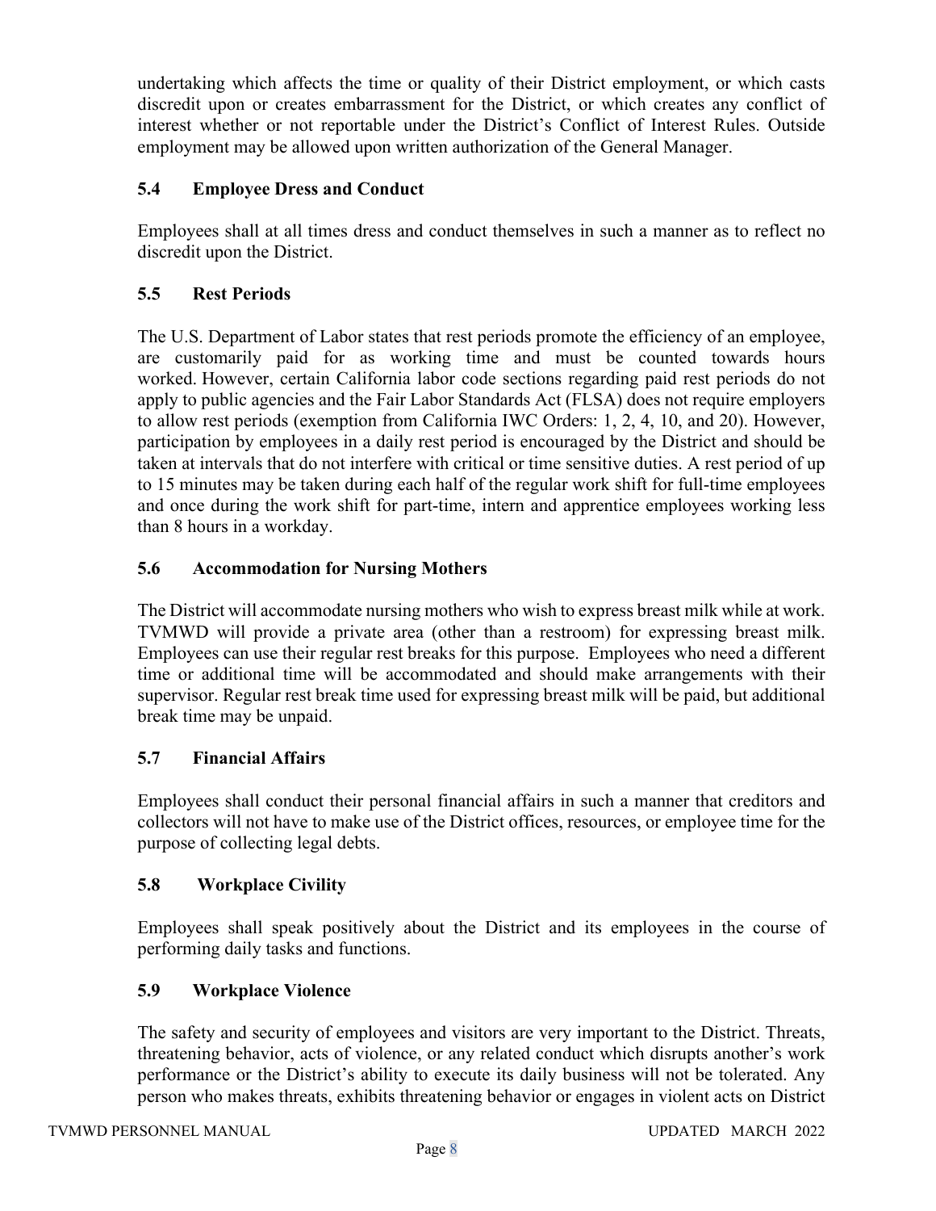undertaking which affects the time or quality of their District employment, or which casts discredit upon or creates embarrassment for the District, or which creates any conflict of interest whether or not reportable under the District's Conflict of Interest Rules. Outside employment may be allowed upon written authorization of the General Manager.

### 5.4 Employee Dress and Conduct

Employees shall at all times dress and conduct themselves in such a manner as to reflect no discredit upon the District.

### 5.5 Rest Periods

The U.S. Department of Labor states that rest periods promote the efficiency of an employee, are customarily paid for as working time and must be counted towards hours worked. However, certain California labor code sections regarding paid rest periods do not apply to public agencies and the Fair Labor Standards Act (FLSA) does not require employers to allow rest periods (exemption from California IWC Orders: 1, 2, 4, 10, and 20). However, participation by employees in a daily rest period is encouraged by the District and should be taken at intervals that do not interfere with critical or time sensitive duties. A rest period of up to 15 minutes may be taken during each half of the regular work shift for full-time employees and once during the work shift for part-time, intern and apprentice employees working less than 8 hours in a workday.

### 5.6 Accommodation for Nursing Mothers

The District will accommodate nursing mothers who wish to express breast milk while at work. TVMWD will provide a private area (other than a restroom) for expressing breast milk. Employees can use their regular rest breaks for this purpose. Employees who need a different time or additional time will be accommodated and should make arrangements with their supervisor. Regular rest break time used for expressing breast milk will be paid, but additional break time may be unpaid.

### 5.7 Financial Affairs

Employees shall conduct their personal financial affairs in such a manner that creditors and collectors will not have to make use of the District offices, resources, or employee time for the purpose of collecting legal debts.

### 5.8 Workplace Civility

Employees shall speak positively about the District and its employees in the course of performing daily tasks and functions.

### 5.9 Workplace Violence

The safety and security of employees and visitors are very important to the District. Threats, threatening behavior, acts of violence, or any related conduct which disrupts another's work performance or the District's ability to execute its daily business will not be tolerated. Any person who makes threats, exhibits threatening behavior or engages in violent acts on District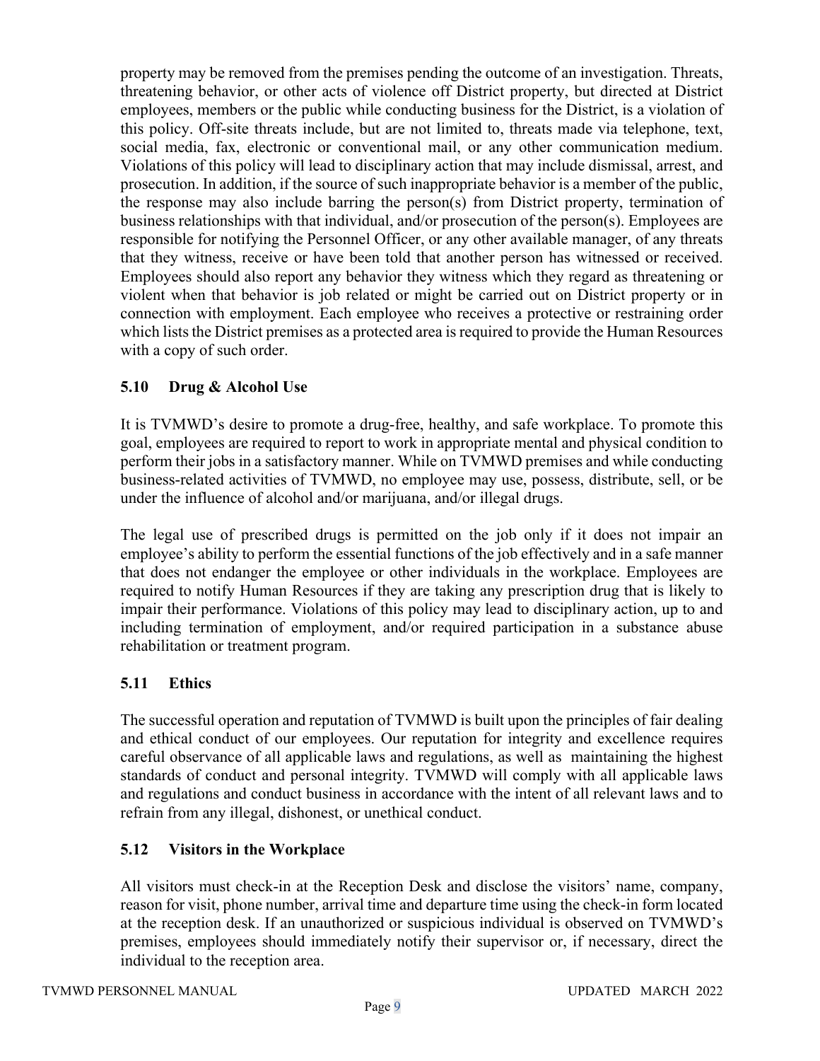property may be removed from the premises pending the outcome of an investigation. Threats, threatening behavior, or other acts of violence off District property, but directed at District employees, members or the public while conducting business for the District, is a violation of this policy. Off-site threats include, but are not limited to, threats made via telephone, text, social media, fax, electronic or conventional mail, or any other communication medium. Violations of this policy will lead to disciplinary action that may include dismissal, arrest, and prosecution. In addition, if the source of such inappropriate behavior is a member of the public, the response may also include barring the person(s) from District property, termination of business relationships with that individual, and/or prosecution of the person(s). Employees are responsible for notifying the Personnel Officer, or any other available manager, of any threats that they witness, receive or have been told that another person has witnessed or received. Employees should also report any behavior they witness which they regard as threatening or violent when that behavior is job related or might be carried out on District property or in connection with employment. Each employee who receives a protective or restraining order which lists the District premises as a protected area is required to provide the Human Resources with a copy of such order.

### 5.10 Drug & Alcohol Use

It is TVMWD's desire to promote a drug-free, healthy, and safe workplace. To promote this goal, employees are required to report to work in appropriate mental and physical condition to perform their jobs in a satisfactory manner. While on TVMWD premises and while conducting business-related activities of TVMWD, no employee may use, possess, distribute, sell, or be under the influence of alcohol and/or marijuana, and/or illegal drugs.

The legal use of prescribed drugs is permitted on the job only if it does not impair an employee's ability to perform the essential functions of the job effectively and in a safe manner that does not endanger the employee or other individuals in the workplace. Employees are required to notify Human Resources if they are taking any prescription drug that is likely to impair their performance. Violations of this policy may lead to disciplinary action, up to and including termination of employment, and/or required participation in a substance abuse rehabilitation or treatment program.

### 5.11 Ethics

The successful operation and reputation of TVMWD is built upon the principles of fair dealing and ethical conduct of our employees. Our reputation for integrity and excellence requires careful observance of all applicable laws and regulations, as well as maintaining the highest standards of conduct and personal integrity. TVMWD will comply with all applicable laws and regulations and conduct business in accordance with the intent of all relevant laws and to refrain from any illegal, dishonest, or unethical conduct.

### 5.12 Visitors in the Workplace

All visitors must check-in at the Reception Desk and disclose the visitors' name, company, reason for visit, phone number, arrival time and departure time using the check-in form located at the reception desk. If an unauthorized or suspicious individual is observed on TVMWD's premises, employees should immediately notify their supervisor or, if necessary, direct the individual to the reception area.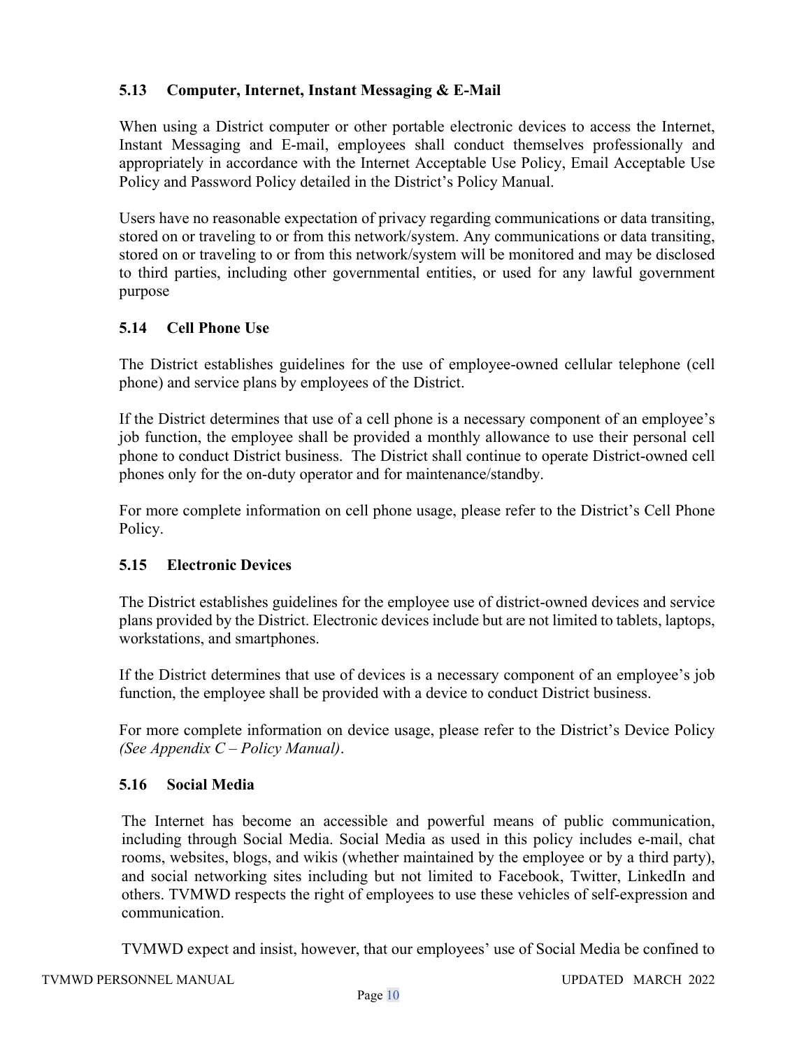### 5.13 Computer, Internet, Instant Messaging & E-Mail

When using a District computer or other portable electronic devices to access the Internet, Instant Messaging and E-mail, employees shall conduct themselves professionally and appropriately in accordance with the Internet Acceptable Use Policy, Email Acceptable Use Policy and Password Policy detailed in the District's Policy Manual.

Users have no reasonable expectation of privacy regarding communications or data transiting, stored on or traveling to or from this network/system. Any communications or data transiting, stored on or traveling to or from this network/system will be monitored and may be disclosed to third parties, including other governmental entities, or used for any lawful government purpose

### 5.14 Cell Phone Use

The District establishes guidelines for the use of employee-owned cellular telephone (cell phone) and service plans by employees of the District.

If the District determines that use of a cell phone is a necessary component of an employee's job function, the employee shall be provided a monthly allowance to use their personal cell phone to conduct District business. The District shall continue to operate District-owned cell phones only for the on-duty operator and for maintenance/standby.

For more complete information on cell phone usage, please refer to the District's Cell Phone Policy.

### 5.15 Electronic Devices

The District establishes guidelines for the employee use of district-owned devices and service plans provided by the District. Electronic devices include but are not limited to tablets, laptops, workstations, and smartphones.

If the District determines that use of devices is a necessary component of an employee's job function, the employee shall be provided with a device to conduct District business.

For more complete information on device usage, please refer to the District's Device Policy *(See Appendix C – Policy Manual)*.

### 5.16 Social Media

The Internet has become an accessible and powerful means of public communication, including through Social Media. Social Media as used in this policy includes e-mail, chat rooms, websites, blogs, and wikis (whether maintained by the employee or by a third party), and social networking sites including but not limited to Facebook, Twitter, LinkedIn and others. TVMWD respects the right of employees to use these vehicles of self-expression and communication.

TVMWD expect and insist, however, that our employees' use of Social Media be confined to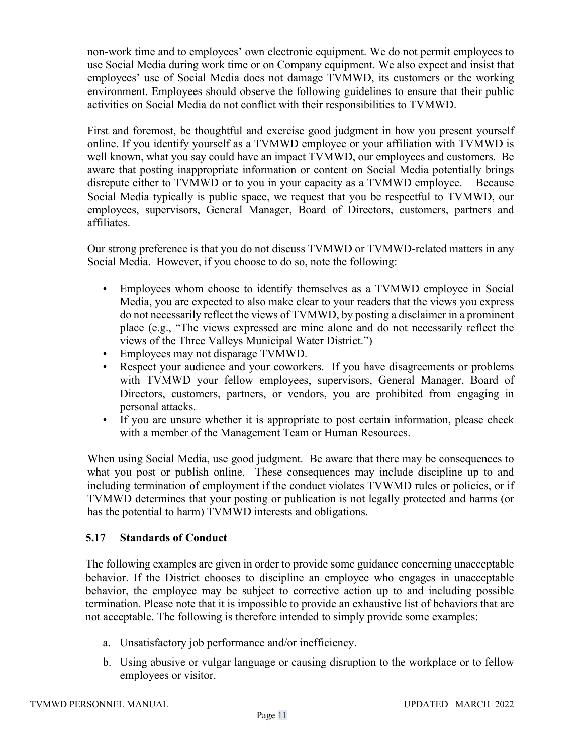non-work time and to employees' own electronic equipment. We do not permit employees to use Social Media during work time or on Company equipment. We also expect and insist that employees' use of Social Media does not damage TVMWD, its customers or the working environment. Employees should observe the following guidelines to ensure that their public activities on Social Media do not conflict with their responsibilities to TVMWD.

First and foremost, be thoughtful and exercise good judgment in how you present yourself online. If you identify yourself as a TVMWD employee or your affiliation with TVMWD is well known, what you say could have an impact TVMWD, our employees and customers. Be aware that posting inappropriate information or content on Social Media potentially brings disrepute either to TVMWD or to you in your capacity as a TVMWD employee. Because Social Media typically is public space, we request that you be respectful to TVMWD, our employees, supervisors, General Manager, Board of Directors, customers, partners and affiliates.

Our strong preference is that you do not discuss TVMWD or TVMWD-related matters in any Social Media. However, if you choose to do so, note the following:

- Employees whom choose to identify themselves as a TVMWD employee in Social Media, you are expected to also make clear to your readers that the views you express do not necessarily reflect the views of TVMWD, by posting a disclaimer in a prominent place (e.g., "The views expressed are mine alone and do not necessarily reflect the views of the Three Valleys Municipal Water District.")
- Employees may not disparage TVMWD.
- Respect your audience and your coworkers. If you have disagreements or problems with TVMWD your fellow employees, supervisors, General Manager, Board of Directors, customers, partners, or vendors, you are prohibited from engaging in personal attacks.
- If you are unsure whether it is appropriate to post certain information, please check with a member of the Management Team or Human Resources.

When using Social Media, use good judgment. Be aware that there may be consequences to what you post or publish online. These consequences may include discipline up to and including termination of employment if the conduct violates TVWMD rules or policies, or if TVMWD determines that your posting or publication is not legally protected and harms (or has the potential to harm) TVMWD interests and obligations.

### 5.17 Standards of Conduct

The following examples are given in order to provide some guidance concerning unacceptable behavior. If the District chooses to discipline an employee who engages in unacceptable behavior, the employee may be subject to corrective action up to and including possible termination. Please note that it is impossible to provide an exhaustive list of behaviors that are not acceptable. The following is therefore intended to simply provide some examples:

a. Unsatisfactory job performance and/or inefficiency.

b. Using abusive or vulgar language or causing disruption to the workplace or to fellow employees or visitor.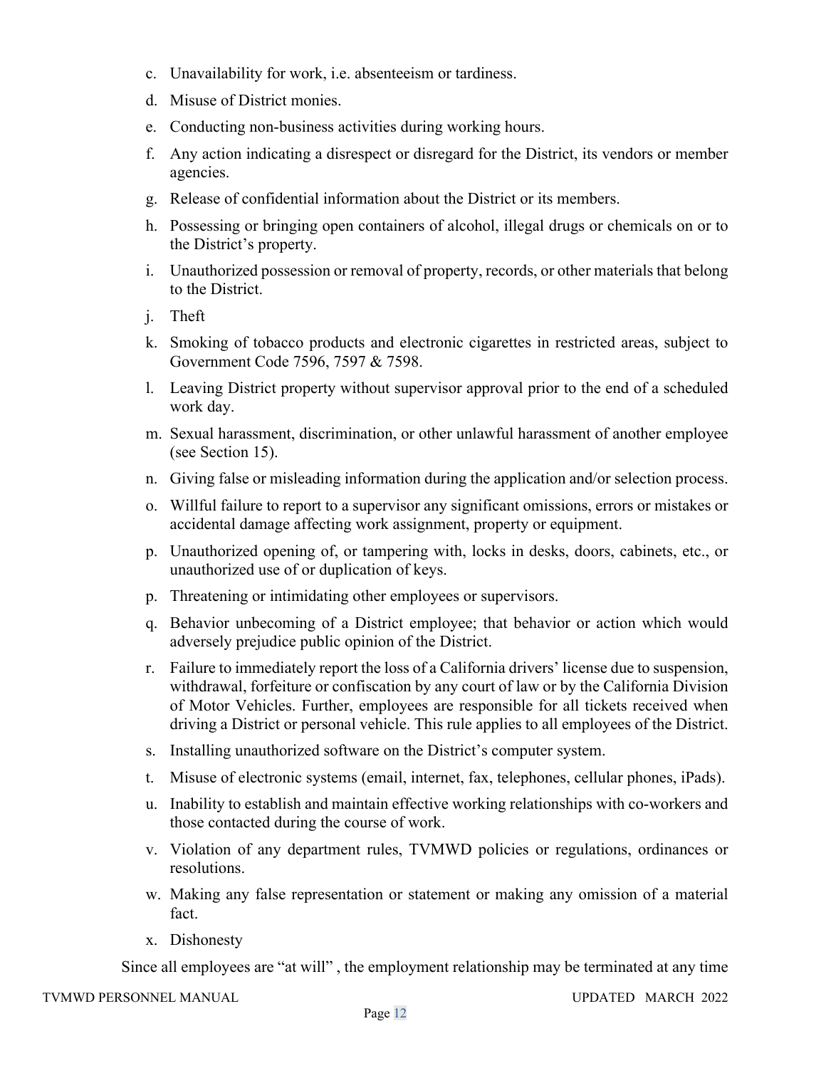c. Unavailability for work, i.e. absenteeism or tardiness.

d. Misuse of District monies.

e. Conducting non-business activities during working hours.

f. Any action indicating a disrespect or disregard for the District, its vendors or member agencies.

g. Release of confidential information about the District or its members.

h. Possessing or bringing open containers of alcohol, illegal drugs or chemicals on or to the District's property.

i. Unauthorized possession or removal of property, records, or other materials that belong to the District.

j. Theft

k. Smoking of tobacco products and electronic cigarettes in restricted areas, subject to Government Code 7596, 7597 & 7598.

l. Leaving District property without supervisor approval prior to the end of a scheduled work day.

m. Sexual harassment, discrimination, or other unlawful harassment of another employee (see Section 15).

n. Giving false or misleading information during the application and/or selection process.

o. Willful failure to report to a supervisor any significant omissions, errors or mistakes or accidental damage affecting work assignment, property or equipment.

p. Unauthorized opening of, or tampering with, locks in desks, doors, cabinets, etc., or unauthorized use of or duplication of keys.

p. Threatening or intimidating other employees or supervisors.

q. Behavior unbecoming of a District employee; that behavior or action which would adversely prejudice public opinion of the District.

r. Failure to immediately report the loss of a California drivers' license due to suspension, withdrawal, forfeiture or confiscation by any court of law or by the California Division of Motor Vehicles. Further, employees are responsible for all tickets received when driving a District or personal vehicle. This rule applies to all employees of the District.

s. Installing unauthorized software on the District's computer system.

t. Misuse of electronic systems (email, internet, fax, telephones, cellular phones, iPads).

u. Inability to establish and maintain effective working relationships with co-workers and those contacted during the course of work.

v. Violation of any department rules, TVMWD policies or regulations, ordinances or resolutions.

w. Making any false representation or statement or making any omission of a material fact.

x. Dishonesty

Since all employees are "at will" , the employment relationship may be terminated at any time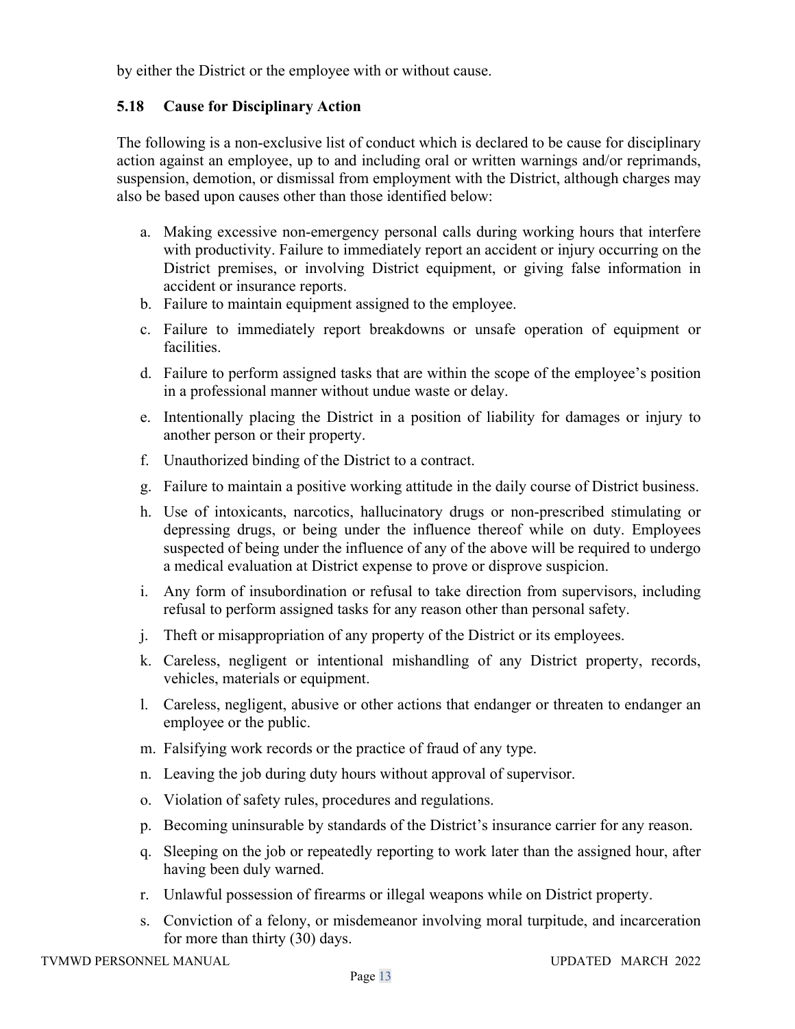by either the District or the employee with or without cause.

### 5.18 Cause for Disciplinary Action

The following is a non-exclusive list of conduct which is declared to be cause for disciplinary action against an employee, up to and including oral or written warnings and/or reprimands, suspension, demotion, or dismissal from employment with the District, although charges may also be based upon causes other than those identified below:

a. Making excessive non-emergency personal calls during working hours that interfere with productivity. Failure to immediately report an accident or injury occurring on the District premises, or involving District equipment, or giving false information in accident or insurance reports.
b. Failure to maintain equipment assigned to the employee.
c. Failure to immediately report breakdowns or unsafe operation of equipment or facilities.
d. Failure to perform assigned tasks that are within the scope of the employee's position in a professional manner without undue waste or delay.
e. Intentionally placing the District in a position of liability for damages or injury to another person or their property.
f. Unauthorized binding of the District to a contract.
g. Failure to maintain a positive working attitude in the daily course of District business.
h. Use of intoxicants, narcotics, hallucinatory drugs or non-prescribed stimulating or depressing drugs, or being under the influence thereof while on duty. Employees suspected of being under the influence of any of the above will be required to undergo a medical evaluation at District expense to prove or disprove suspicion.
i. Any form of insubordination or refusal to take direction from supervisors, including refusal to perform assigned tasks for any reason other than personal safety.
j. Theft or misappropriation of any property of the District or its employees.
k. Careless, negligent or intentional mishandling of any District property, records, vehicles, materials or equipment.
l. Careless, negligent, abusive or other actions that endanger or threaten to endanger an employee or the public.
m. Falsifying work records or the practice of fraud of any type.
n. Leaving the job during duty hours without approval of supervisor.
o. Violation of safety rules, procedures and regulations.
p. Becoming uninsurable by standards of the District's insurance carrier for any reason.
q. Sleeping on the job or repeatedly reporting to work later than the assigned hour, after having been duly warned.
r. Unlawful possession of firearms or illegal weapons while on District property.
s. Conviction of a felony, or misdemeanor involving moral turpitude, and incarceration for more than thirty (30) days.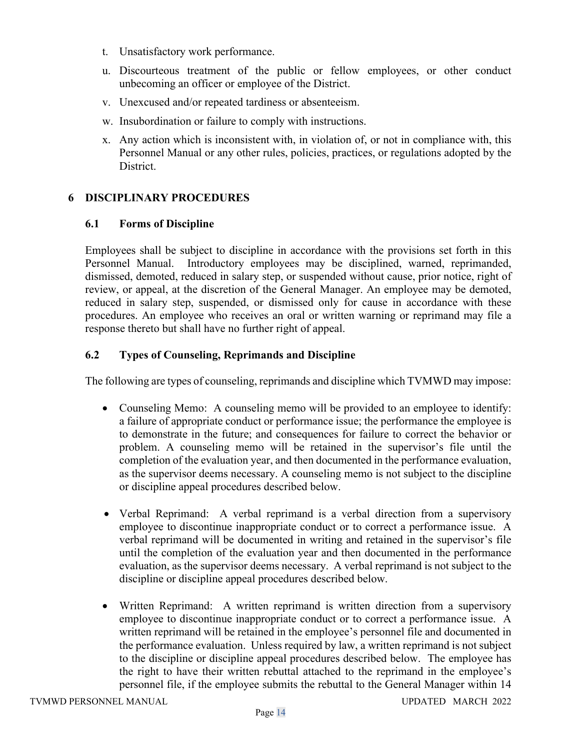t. Unsatisfactory work performance.

u. Discourteous treatment of the public or fellow employees, or other conduct unbecoming an officer or employee of the District.

v. Unexcused and/or repeated tardiness or absenteeism.

w. Insubordination or failure to comply with instructions.

x. Any action which is inconsistent with, in violation of, or not in compliance with, this Personnel Manual or any other rules, policies, practices, or regulations adopted by the District.

# 6 DISCIPLINARY PROCEDURES

## 6.1 Forms of Discipline

Employees shall be subject to discipline in accordance with the provisions set forth in this Personnel Manual. Introductory employees may be disciplined, warned, reprimanded, dismissed, demoted, reduced in salary step, or suspended without cause, prior notice, right of review, or appeal, at the discretion of the General Manager. An employee may be demoted, reduced in salary step, suspended, or dismissed only for cause in accordance with these procedures. An employee who receives an oral or written warning or reprimand may file a response thereto but shall have no further right of appeal.

## 6.2 Types of Counseling, Reprimands and Discipline

The following are types of counseling, reprimands and discipline which TVMWD may impose:

- Counseling Memo: A counseling memo will be provided to an employee to identify: a failure of appropriate conduct or performance issue; the performance the employee is to demonstrate in the future; and consequences for failure to correct the behavior or problem. A counseling memo will be retained in the supervisor's file until the completion of the evaluation year, and then documented in the performance evaluation, as the supervisor deems necessary. A counseling memo is not subject to the discipline or discipline appeal procedures described below.

- Verbal Reprimand: A verbal reprimand is a verbal direction from a supervisory employee to discontinue inappropriate conduct or to correct a performance issue. A verbal reprimand will be documented in writing and retained in the supervisor's file until the completion of the evaluation year and then documented in the performance evaluation, as the supervisor deems necessary. A verbal reprimand is not subject to the discipline or discipline appeal procedures described below.

- Written Reprimand: A written reprimand is written direction from a supervisory employee to discontinue inappropriate conduct or to correct a performance issue. A written reprimand will be retained in the employee's personnel file and documented in the performance evaluation. Unless required by law, a written reprimand is not subject to the discipline or discipline appeal procedures described below. The employee has the right to have their written rebuttal attached to the reprimand in the employee's personnel file, if the employee submits the rebuttal to the General Manager within 14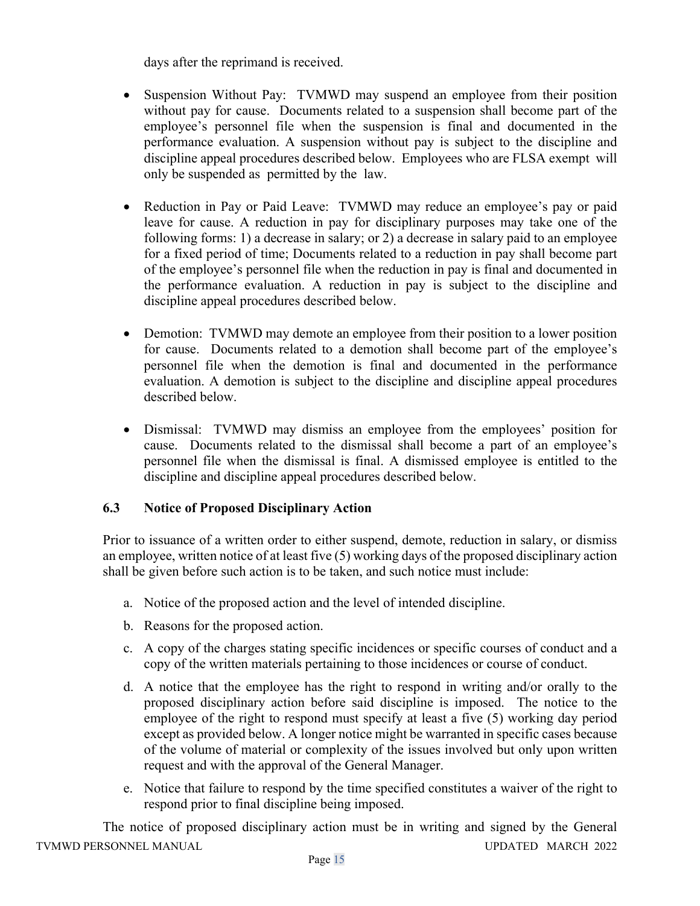days after the reprimand is received.

- Suspension Without Pay: TVMWD may suspend an employee from their position without pay for cause. Documents related to a suspension shall become part of the employee's personnel file when the suspension is final and documented in the performance evaluation. A suspension without pay is subject to the discipline and discipline appeal procedures described below. Employees who are FLSA exempt will only be suspended as permitted by the law.

- Reduction in Pay or Paid Leave: TVMWD may reduce an employee's pay or paid leave for cause. A reduction in pay for disciplinary purposes may take one of the following forms: 1) a decrease in salary; or 2) a decrease in salary paid to an employee for a fixed period of time; Documents related to a reduction in pay shall become part of the employee's personnel file when the reduction in pay is final and documented in the performance evaluation. A reduction in pay is subject to the discipline and discipline appeal procedures described below.

- Demotion: TVMWD may demote an employee from their position to a lower position for cause. Documents related to a demotion shall become part of the employee's personnel file when the demotion is final and documented in the performance evaluation. A demotion is subject to the discipline and discipline appeal procedures described below.

- Dismissal: TVMWD may dismiss an employee from the employees' position for cause. Documents related to the dismissal shall become a part of an employee's personnel file when the dismissal is final. A dismissed employee is entitled to the discipline and discipline appeal procedures described below.

### 6.3 Notice of Proposed Disciplinary Action

Prior to issuance of a written order to either suspend, demote, reduction in salary, or dismiss an employee, written notice of at least five (5) working days of the proposed disciplinary action shall be given before such action is to be taken, and such notice must include:

a. Notice of the proposed action and the level of intended discipline.

b. Reasons for the proposed action.

c. A copy of the charges stating specific incidences or specific courses of conduct and a copy of the written materials pertaining to those incidences or course of conduct.

d. A notice that the employee has the right to respond in writing and/or orally to the proposed disciplinary action before said discipline is imposed. The notice to the employee of the right to respond must specify at least a five (5) working day period except as provided below. A longer notice might be warranted in specific cases because of the volume of material or complexity of the issues involved but only upon written request and with the approval of the General Manager.

e. Notice that failure to respond by the time specified constitutes a waiver of the right to respond prior to final discipline being imposed.

The notice of proposed disciplinary action must be in writing and signed by the General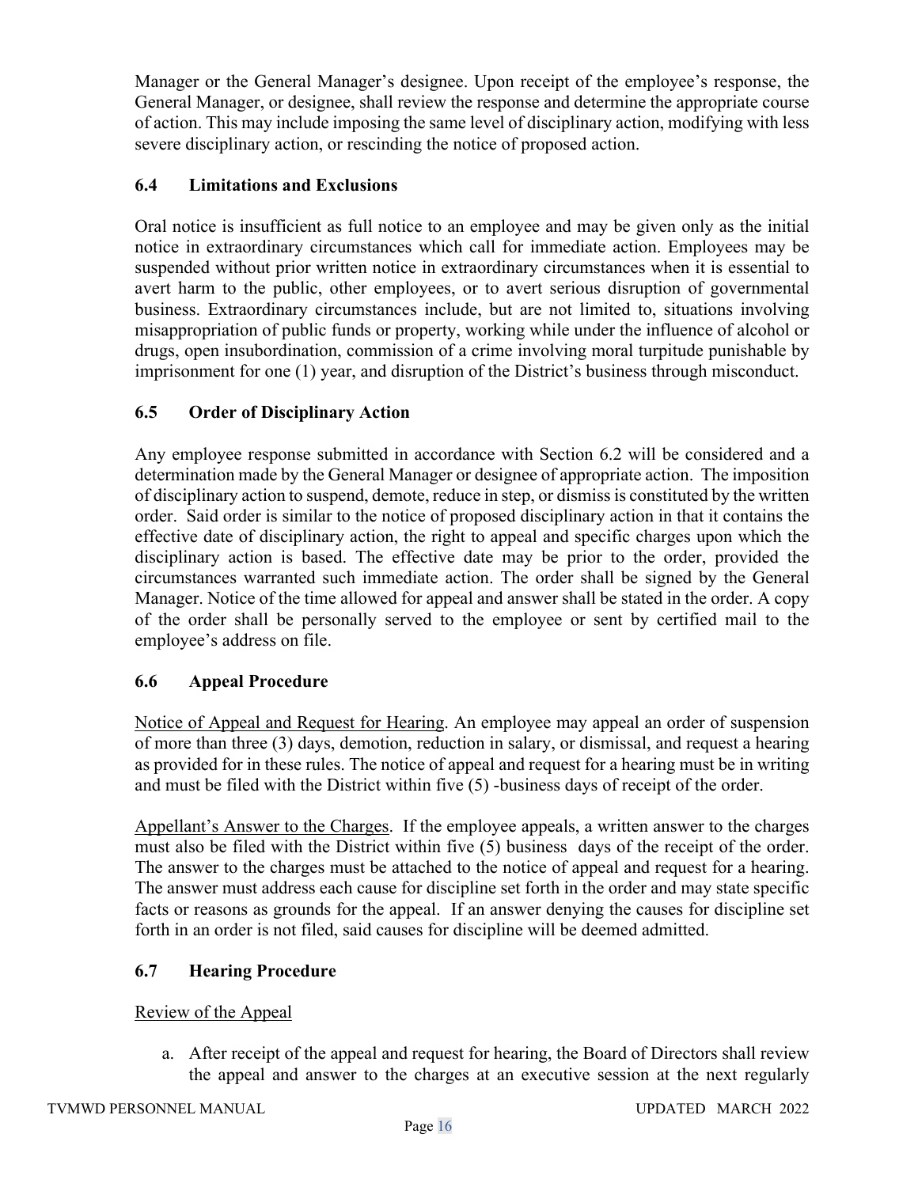Manager or the General Manager's designee. Upon receipt of the employee's response, the General Manager, or designee, shall review the response and determine the appropriate course of action. This may include imposing the same level of disciplinary action, modifying with less severe disciplinary action, or rescinding the notice of proposed action.

### 6.4 Limitations and Exclusions

Oral notice is insufficient as full notice to an employee and may be given only as the initial notice in extraordinary circumstances which call for immediate action. Employees may be suspended without prior written notice in extraordinary circumstances when it is essential to avert harm to the public, other employees, or to avert serious disruption of governmental business. Extraordinary circumstances include, but are not limited to, situations involving misappropriation of public funds or property, working while under the influence of alcohol or drugs, open insubordination, commission of a crime involving moral turpitude punishable by imprisonment for one (1) year, and disruption of the District's business through misconduct.

### 6.5 Order of Disciplinary Action

Any employee response submitted in accordance with Section 6.2 will be considered and a determination made by the General Manager or designee of appropriate action. The imposition of disciplinary action to suspend, demote, reduce in step, or dismiss is constituted by the written order. Said order is similar to the notice of proposed disciplinary action in that it contains the effective date of disciplinary action, the right to appeal and specific charges upon which the disciplinary action is based. The effective date may be prior to the order, provided the circumstances warranted such immediate action. The order shall be signed by the General Manager. Notice of the time allowed for appeal and answer shall be stated in the order. A copy of the order shall be personally served to the employee or sent by certified mail to the employee's address on file.

### 6.6 Appeal Procedure

Notice of Appeal and Request for Hearing. An employee may appeal an order of suspension of more than three (3) days, demotion, reduction in salary, or dismissal, and request a hearing as provided for in these rules. The notice of appeal and request for a hearing must be in writing and must be filed with the District within five (5) -business days of receipt of the order.

Appellant's Answer to the Charges. If the employee appeals, a written answer to the charges must also be filed with the District within five (5) business days of the receipt of the order. The answer to the charges must be attached to the notice of appeal and request for a hearing. The answer must address each cause for discipline set forth in the order and may state specific facts or reasons as grounds for the appeal. If an answer denying the causes for discipline set forth in an order is not filed, said causes for discipline will be deemed admitted.

### 6.7 Hearing Procedure

Review of the Appeal

a. After receipt of the appeal and request for hearing, the Board of Directors shall review the appeal and answer to the charges at an executive session at the next regularly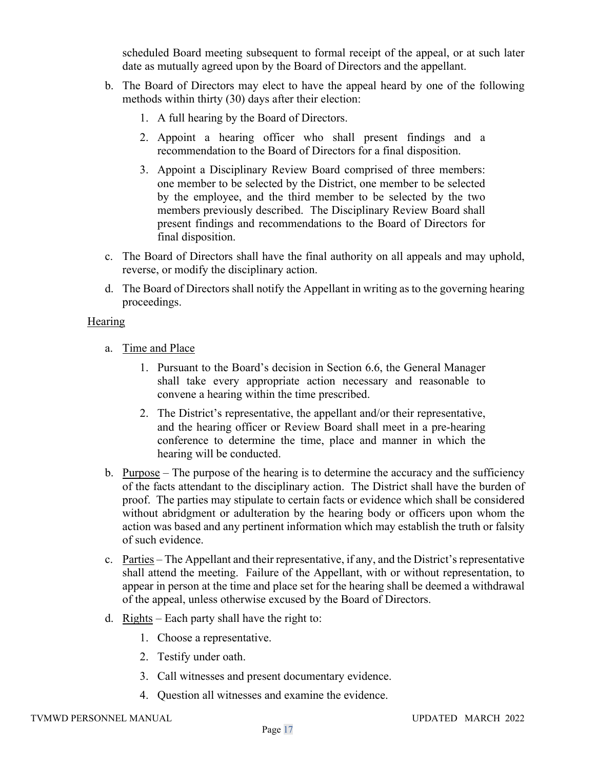scheduled Board meeting subsequent to formal receipt of the appeal, or at such later date as mutually agreed upon by the Board of Directors and the appellant.

b. The Board of Directors may elect to have the appeal heard by one of the following methods within thirty (30) days after their election:

   1. A full hearing by the Board of Directors.
   2. Appoint a hearing officer who shall present findings and a recommendation to the Board of Directors for a final disposition.
   3. Appoint a Disciplinary Review Board comprised of three members: one member to be selected by the District, one member to be selected by the employee, and the third member to be selected by the two members previously described. The Disciplinary Review Board shall present findings and recommendations to the Board of Directors for final disposition.

c. The Board of Directors shall have the final authority on all appeals and may uphold, reverse, or modify the disciplinary action.

d. The Board of Directors shall notify the Appellant in writing as to the governing hearing proceedings.

Hearing

a. Time and Place

   1. Pursuant to the Board's decision in Section 6.6, the General Manager shall take every appropriate action necessary and reasonable to convene a hearing within the time prescribed.
   2. The District's representative, the appellant and/or their representative, and the hearing officer or Review Board shall meet in a pre-hearing conference to determine the time, place and manner in which the hearing will be conducted.

b. Purpose – The purpose of the hearing is to determine the accuracy and the sufficiency of the facts attendant to the disciplinary action. The District shall have the burden of proof. The parties may stipulate to certain facts or evidence which shall be considered without abridgment or adulteration by the hearing body or officers upon whom the action was based and any pertinent information which may establish the truth or falsity of such evidence.

c. Parties – The Appellant and their representative, if any, and the District's representative shall attend the meeting. Failure of the Appellant, with or without representation, to appear in person at the time and place set for the hearing shall be deemed a withdrawal of the appeal, unless otherwise excused by the Board of Directors.

d. Rights – Each party shall have the right to:

   1. Choose a representative.
   2. Testify under oath.
   3. Call witnesses and present documentary evidence.
   4. Question all witnesses and examine the evidence.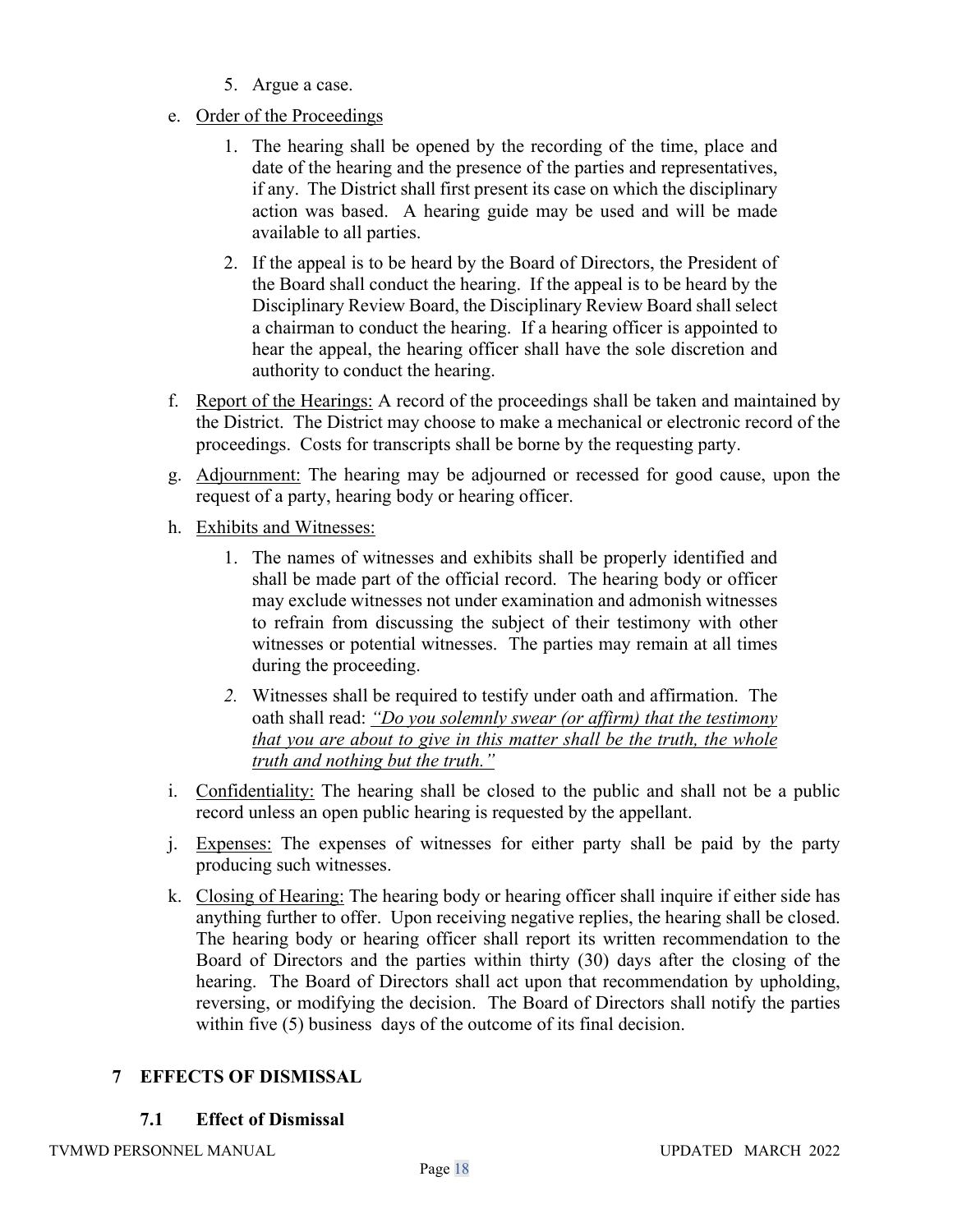5. Argue a case.

e. <u>Order of the Proceedings</u>

   1. The hearing shall be opened by the recording of the time, place and date of the hearing and the presence of the parties and representatives, if any. The District shall first present its case on which the disciplinary action was based. A hearing guide may be used and will be made available to all parties.

   2. If the appeal is to be heard by the Board of Directors, the President of the Board shall conduct the hearing. If the appeal is to be heard by the Disciplinary Review Board, the Disciplinary Review Board shall select a chairman to conduct the hearing. If a hearing officer is appointed to hear the appeal, the hearing officer shall have the sole discretion and authority to conduct the hearing.

f. <u>Report of the Hearings:</u> A record of the proceedings shall be taken and maintained by the District. The District may choose to make a mechanical or electronic record of the proceedings. Costs for transcripts shall be borne by the requesting party.

g. <u>Adjournment:</u> The hearing may be adjourned or recessed for good cause, upon the request of a party, hearing body or hearing officer.

h. <u>Exhibits and Witnesses:</u>

   1. The names of witnesses and exhibits shall be properly identified and shall be made part of the official record. The hearing body or officer may exclude witnesses not under examination and admonish witnesses to refrain from discussing the subject of their testimony with other witnesses or potential witnesses. The parties may remain at all times during the proceeding.

   2. Witnesses shall be required to testify under oath and affirmation. The oath shall read: *<u>"Do you solemnly swear (or affirm) that the testimony that you are about to give in this matter shall be the truth, the whole truth and nothing but the truth."</u>*

i. <u>Confidentiality:</u> The hearing shall be closed to the public and shall not be a public record unless an open public hearing is requested by the appellant.

j. <u>Expenses:</u> The expenses of witnesses for either party shall be paid by the party producing such witnesses.

k. <u>Closing of Hearing:</u> The hearing body or hearing officer shall inquire if either side has anything further to offer. Upon receiving negative replies, the hearing shall be closed. The hearing body or hearing officer shall report its written recommendation to the Board of Directors and the parties within thirty (30) days after the closing of the hearing. The Board of Directors shall act upon that recommendation by upholding, reversing, or modifying the decision. The Board of Directors shall notify the parties within five (5) business days of the outcome of its final decision.

# 7 EFFECTS OF DISMISSAL

## 7.1 Effect of Dismissal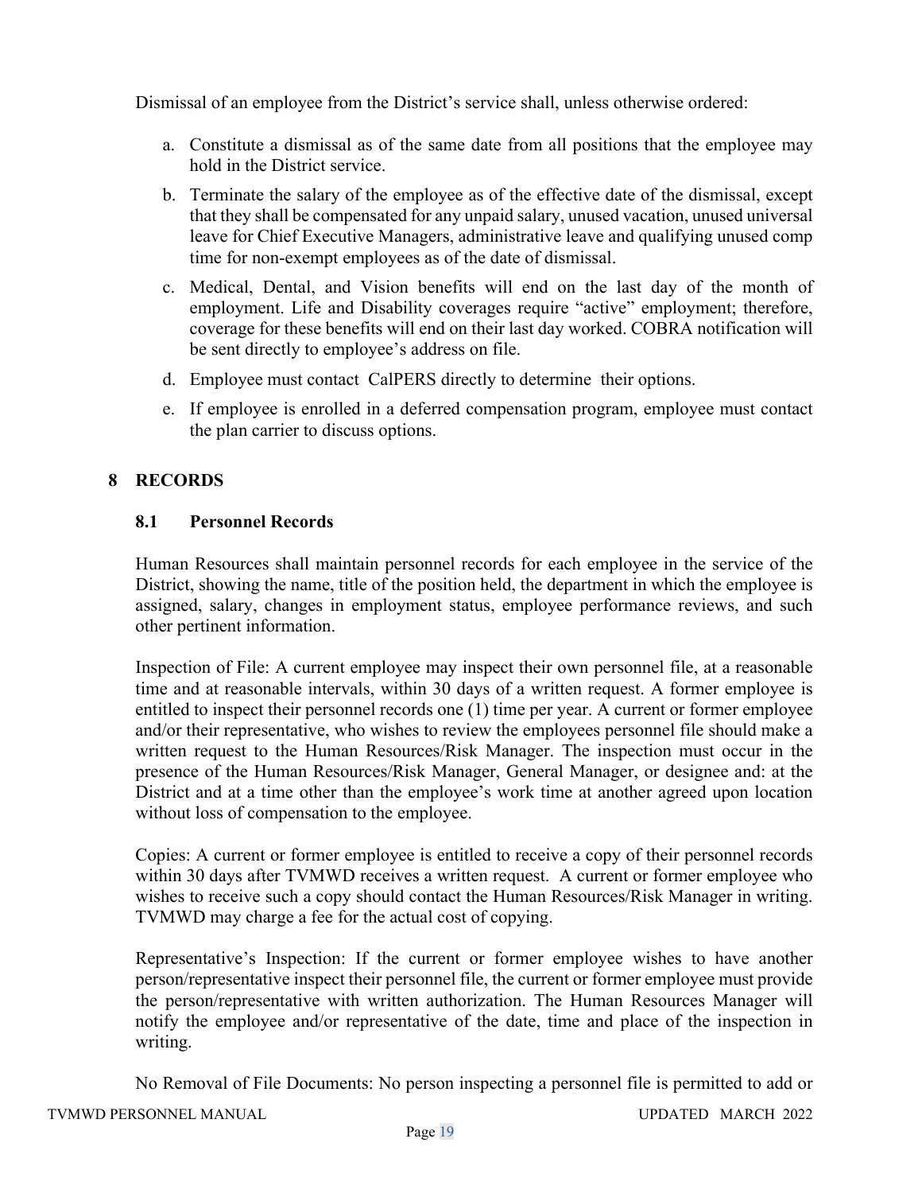Dismissal of an employee from the District's service shall, unless otherwise ordered:

a. Constitute a dismissal as of the same date from all positions that the employee may hold in the District service.

b. Terminate the salary of the employee as of the effective date of the dismissal, except that they shall be compensated for any unpaid salary, unused vacation, unused universal leave for Chief Executive Managers, administrative leave and qualifying unused comp time for non-exempt employees as of the date of dismissal.

c. Medical, Dental, and Vision benefits will end on the last day of the month of employment. Life and Disability coverages require "active" employment; therefore, coverage for these benefits will end on their last day worked. COBRA notification will be sent directly to employee's address on file.

d. Employee must contact CalPERS directly to determine their options.

e. If employee is enrolled in a deferred compensation program, employee must contact the plan carrier to discuss options.

# 8 RECORDS

## 8.1 Personnel Records

Human Resources shall maintain personnel records for each employee in the service of the District, showing the name, title of the position held, the department in which the employee is assigned, salary, changes in employment status, employee performance reviews, and such other pertinent information.

Inspection of File: A current employee may inspect their own personnel file, at a reasonable time and at reasonable intervals, within 30 days of a written request. A former employee is entitled to inspect their personnel records one (1) time per year. A current or former employee and/or their representative, who wishes to review the employees personnel file should make a written request to the Human Resources/Risk Manager. The inspection must occur in the presence of the Human Resources/Risk Manager, General Manager, or designee and: at the District and at a time other than the employee's work time at another agreed upon location without loss of compensation to the employee.

Copies: A current or former employee is entitled to receive a copy of their personnel records within 30 days after TVMWD receives a written request. A current or former employee who wishes to receive such a copy should contact the Human Resources/Risk Manager in writing. TVMWD may charge a fee for the actual cost of copying.

Representative's Inspection: If the current or former employee wishes to have another person/representative inspect their personnel file, the current or former employee must provide the person/representative with written authorization. The Human Resources Manager will notify the employee and/or representative of the date, time and place of the inspection in writing.

No Removal of File Documents: No person inspecting a personnel file is permitted to add or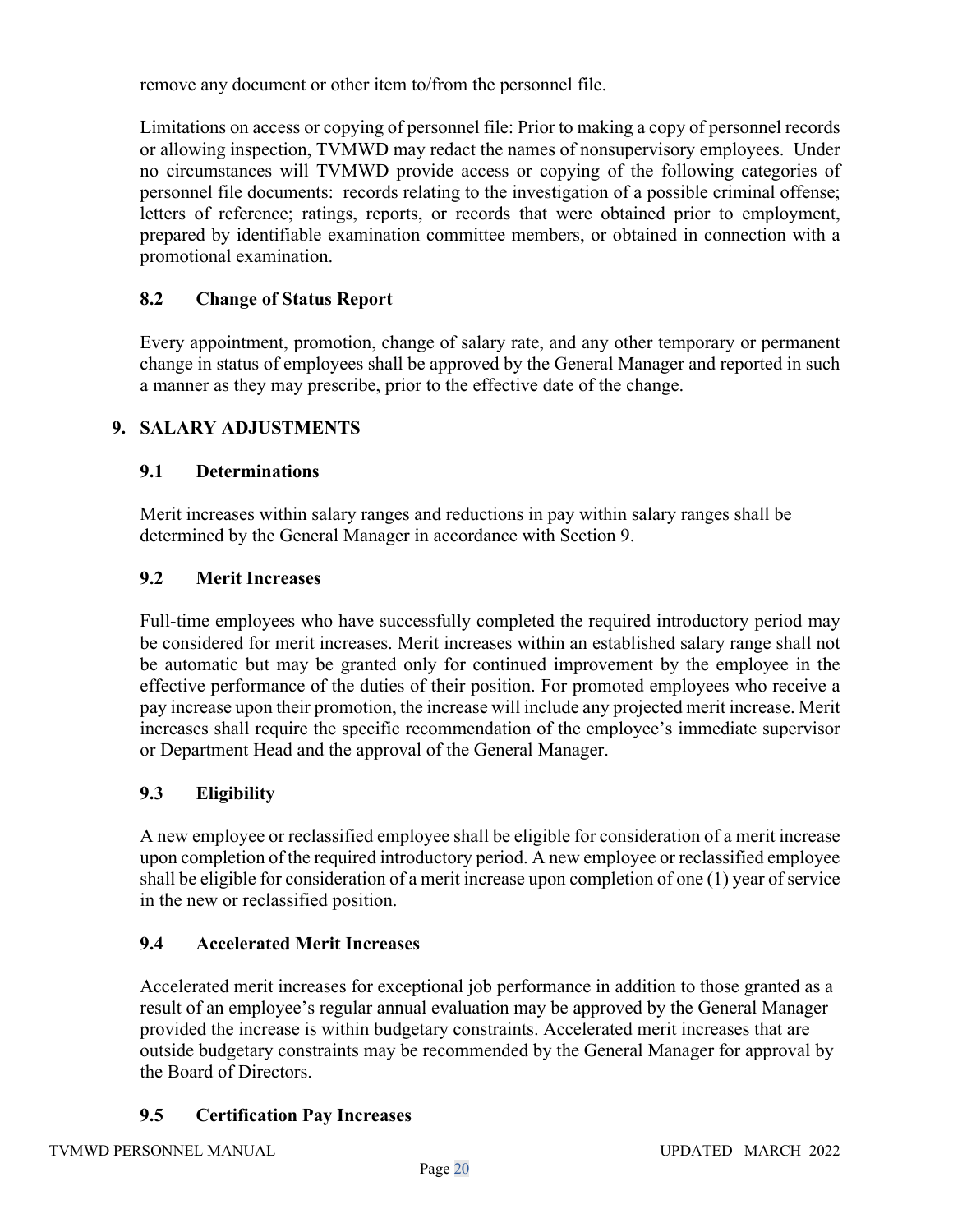remove any document or other item to/from the personnel file.

Limitations on access or copying of personnel file: Prior to making a copy of personnel records or allowing inspection, TVMWD may redact the names of nonsupervisory employees. Under no circumstances will TVMWD provide access or copying of the following categories of personnel file documents: records relating to the investigation of a possible criminal offense; letters of reference; ratings, reports, or records that were obtained prior to employment, prepared by identifiable examination committee members, or obtained in connection with a promotional examination.

### 8.2 Change of Status Report

Every appointment, promotion, change of salary rate, and any other temporary or permanent change in status of employees shall be approved by the General Manager and reported in such a manner as they may prescribe, prior to the effective date of the change.

## 9. SALARY ADJUSTMENTS

### 9.1 Determinations

Merit increases within salary ranges and reductions in pay within salary ranges shall be determined by the General Manager in accordance with Section 9.

### 9.2 Merit Increases

Full-time employees who have successfully completed the required introductory period may be considered for merit increases. Merit increases within an established salary range shall not be automatic but may be granted only for continued improvement by the employee in the effective performance of the duties of their position. For promoted employees who receive a pay increase upon their promotion, the increase will include any projected merit increase. Merit increases shall require the specific recommendation of the employee's immediate supervisor or Department Head and the approval of the General Manager.

### 9.3 Eligibility

A new employee or reclassified employee shall be eligible for consideration of a merit increase upon completion of the required introductory period. A new employee or reclassified employee shall be eligible for consideration of a merit increase upon completion of one (1) year of service in the new or reclassified position.

### 9.4 Accelerated Merit Increases

Accelerated merit increases for exceptional job performance in addition to those granted as a result of an employee's regular annual evaluation may be approved by the General Manager provided the increase is within budgetary constraints. Accelerated merit increases that are outside budgetary constraints may be recommended by the General Manager for approval by the Board of Directors.

### 9.5 Certification Pay Increases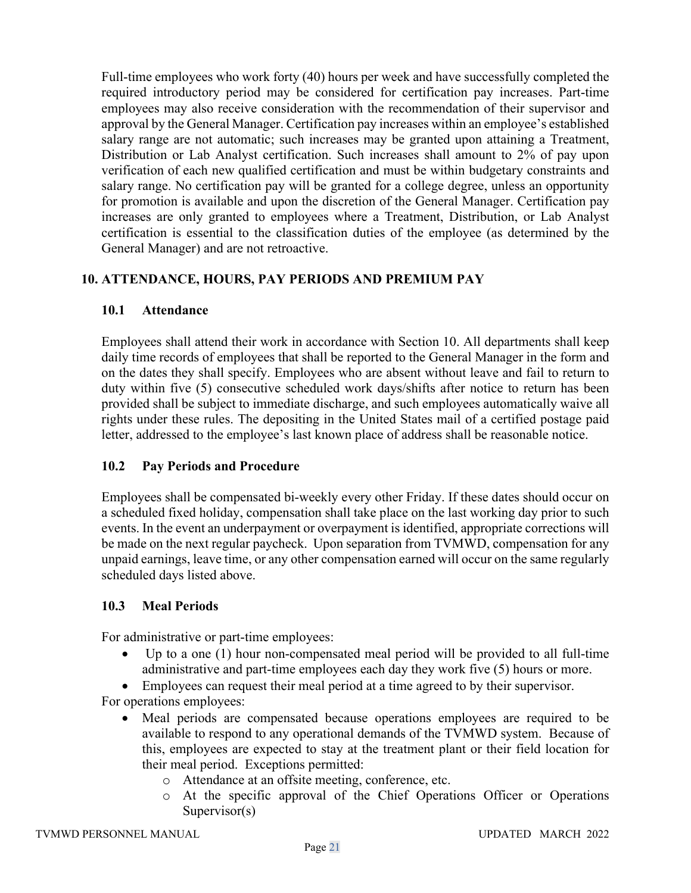Full-time employees who work forty (40) hours per week and have successfully completed the required introductory period may be considered for certification pay increases. Part-time employees may also receive consideration with the recommendation of their supervisor and approval by the General Manager. Certification pay increases within an employee's established salary range are not automatic; such increases may be granted upon attaining a Treatment, Distribution or Lab Analyst certification. Such increases shall amount to 2% of pay upon verification of each new qualified certification and must be within budgetary constraints and salary range. No certification pay will be granted for a college degree, unless an opportunity for promotion is available and upon the discretion of the General Manager. Certification pay increases are only granted to employees where a Treatment, Distribution, or Lab Analyst certification is essential to the classification duties of the employee (as determined by the General Manager) and are not retroactive.

## 10. ATTENDANCE, HOURS, PAY PERIODS AND PREMIUM PAY

### 10.1 Attendance

Employees shall attend their work in accordance with Section 10. All departments shall keep daily time records of employees that shall be reported to the General Manager in the form and on the dates they shall specify. Employees who are absent without leave and fail to return to duty within five (5) consecutive scheduled work days/shifts after notice to return has been provided shall be subject to immediate discharge, and such employees automatically waive all rights under these rules. The depositing in the United States mail of a certified postage paid letter, addressed to the employee's last known place of address shall be reasonable notice.

### 10.2 Pay Periods and Procedure

Employees shall be compensated bi-weekly every other Friday. If these dates should occur on a scheduled fixed holiday, compensation shall take place on the last working day prior to such events. In the event an underpayment or overpayment is identified, appropriate corrections will be made on the next regular paycheck. Upon separation from TVMWD, compensation for any unpaid earnings, leave time, or any other compensation earned will occur on the same regularly scheduled days listed above.

### 10.3 Meal Periods

For administrative or part-time employees:

- Up to a one (1) hour non-compensated meal period will be provided to all full-time administrative and part-time employees each day they work five (5) hours or more.
- Employees can request their meal period at a time agreed to by their supervisor.

For operations employees:

- Meal periods are compensated because operations employees are required to be available to respond to any operational demands of the TVMWD system. Because of this, employees are expected to stay at the treatment plant or their field location for their meal period. Exceptions permitted:
  - Attendance at an offsite meeting, conference, etc.
  - At the specific approval of the Chief Operations Officer or Operations Supervisor(s)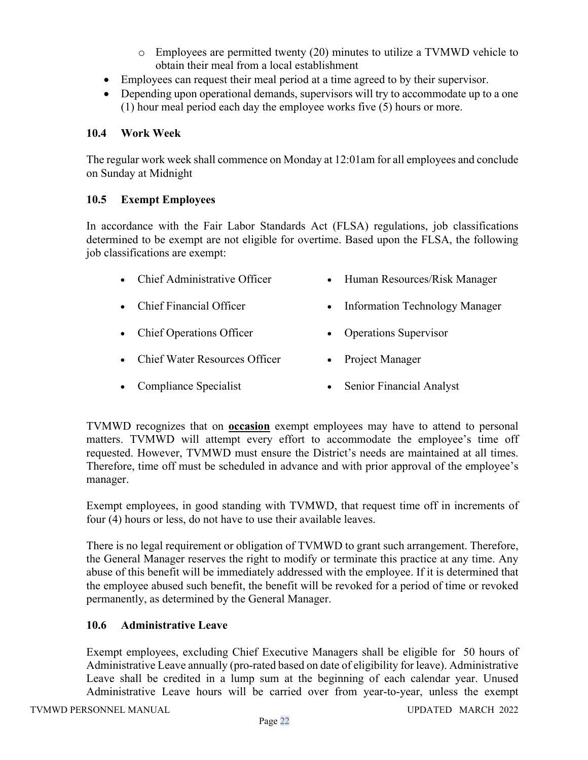- Employees are permitted twenty (20) minutes to utilize a TVMWD vehicle to obtain their meal from a local establishment
- Employees can request their meal period at a time agreed to by their supervisor.
- Depending upon operational demands, supervisors will try to accommodate up to a one (1) hour meal period each day the employee works five (5) hours or more.

### 10.4 Work Week

The regular work week shall commence on Monday at 12:01am for all employees and conclude on Sunday at Midnight

### 10.5 Exempt Employees

In accordance with the Fair Labor Standards Act (FLSA) regulations, job classifications determined to be exempt are not eligible for overtime. Based upon the FLSA, the following job classifications are exempt:

- Chief Administrative Officer
- Chief Financial Officer
- Chief Operations Officer
- Chief Water Resources Officer
- Compliance Specialist
- Human Resources/Risk Manager
- Information Technology Manager
- Operations Supervisor
- Project Manager
- Senior Financial Analyst

TVMWD recognizes that on **occasion** exempt employees may have to attend to personal matters. TVMWD will attempt every effort to accommodate the employee's time off requested. However, TVMWD must ensure the District's needs are maintained at all times. Therefore, time off must be scheduled in advance and with prior approval of the employee's manager.

Exempt employees, in good standing with TVMWD, that request time off in increments of four (4) hours or less, do not have to use their available leaves.

There is no legal requirement or obligation of TVMWD to grant such arrangement. Therefore, the General Manager reserves the right to modify or terminate this practice at any time. Any abuse of this benefit will be immediately addressed with the employee. If it is determined that the employee abused such benefit, the benefit will be revoked for a period of time or revoked permanently, as determined by the General Manager.

### 10.6 Administrative Leave

Exempt employees, excluding Chief Executive Managers shall be eligible for 50 hours of Administrative Leave annually (pro-rated based on date of eligibility for leave). Administrative Leave shall be credited in a lump sum at the beginning of each calendar year. Unused Administrative Leave hours will be carried over from year-to-year, unless the exempt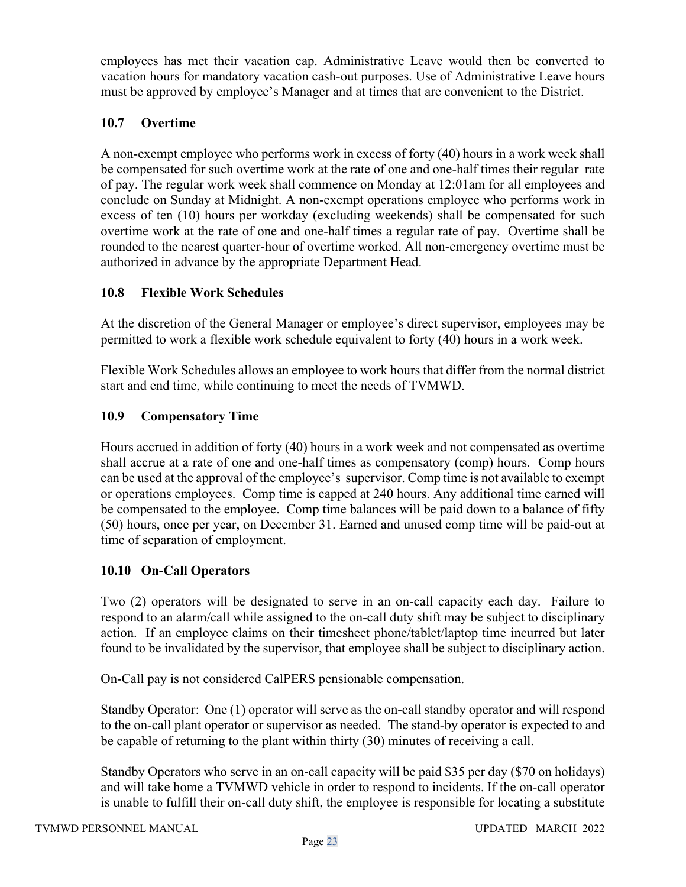employees has met their vacation cap. Administrative Leave would then be converted to vacation hours for mandatory vacation cash-out purposes. Use of Administrative Leave hours must be approved by employee's Manager and at times that are convenient to the District.

### 10.7 Overtime

A non-exempt employee who performs work in excess of forty (40) hours in a work week shall be compensated for such overtime work at the rate of one and one-half times their regular rate of pay. The regular work week shall commence on Monday at 12:01am for all employees and conclude on Sunday at Midnight. A non-exempt operations employee who performs work in excess of ten (10) hours per workday (excluding weekends) shall be compensated for such overtime work at the rate of one and one-half times a regular rate of pay. Overtime shall be rounded to the nearest quarter-hour of overtime worked. All non-emergency overtime must be authorized in advance by the appropriate Department Head.

### 10.8 Flexible Work Schedules

At the discretion of the General Manager or employee's direct supervisor, employees may be permitted to work a flexible work schedule equivalent to forty (40) hours in a work week.

Flexible Work Schedules allows an employee to work hours that differ from the normal district start and end time, while continuing to meet the needs of TVMWD.

### 10.9 Compensatory Time

Hours accrued in addition of forty (40) hours in a work week and not compensated as overtime shall accrue at a rate of one and one-half times as compensatory (comp) hours. Comp hours can be used at the approval of the employee's supervisor. Comp time is not available to exempt or operations employees. Comp time is capped at 240 hours. Any additional time earned will be compensated to the employee. Comp time balances will be paid down to a balance of fifty (50) hours, once per year, on December 31. Earned and unused comp time will be paid-out at time of separation of employment.

### 10.10 On-Call Operators

Two (2) operators will be designated to serve in an on-call capacity each day. Failure to respond to an alarm/call while assigned to the on-call duty shift may be subject to disciplinary action. If an employee claims on their timesheet phone/tablet/laptop time incurred but later found to be invalidated by the supervisor, that employee shall be subject to disciplinary action.

On-Call pay is not considered CalPERS pensionable compensation.

Standby Operator: One (1) operator will serve as the on-call standby operator and will respond to the on-call plant operator or supervisor as needed. The stand-by operator is expected to and be capable of returning to the plant within thirty (30) minutes of receiving a call.

Standby Operators who serve in an on-call capacity will be paid $35 per day ($70 on holidays) and will take home a TVMWD vehicle in order to respond to incidents. If the on-call operator is unable to fulfill their on-call duty shift, the employee is responsible for locating a substitute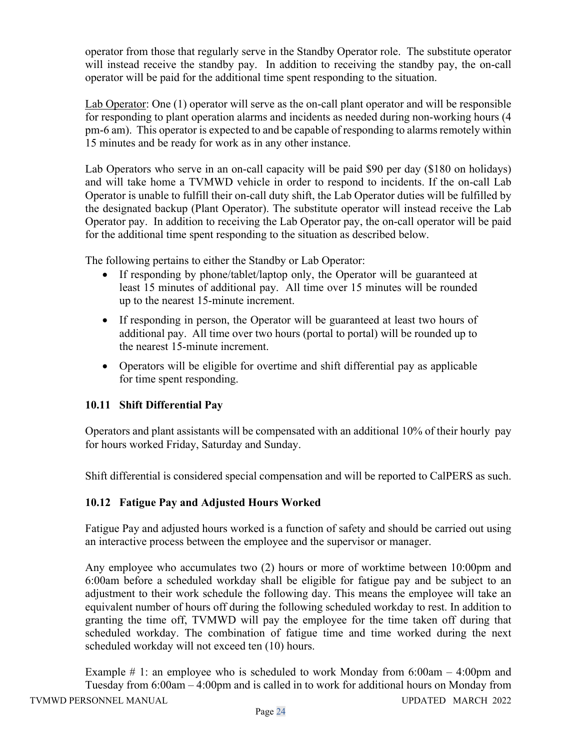operator from those that regularly serve in the Standby Operator role. The substitute operator will instead receive the standby pay. In addition to receiving the standby pay, the on-call operator will be paid for the additional time spent responding to the situation.

<u>Lab Operator</u>: One (1) operator will serve as the on-call plant operator and will be responsible for responding to plant operation alarms and incidents as needed during non-working hours (4 pm-6 am). This operator is expected to and be capable of responding to alarms remotely within 15 minutes and be ready for work as in any other instance.

Lab Operators who serve in an on-call capacity will be paid $90 per day ($180 on holidays) and will take home a TVMWD vehicle in order to respond to incidents. If the on-call Lab Operator is unable to fulfill their on-call duty shift, the Lab Operator duties will be fulfilled by the designated backup (Plant Operator). The substitute operator will instead receive the Lab Operator pay. In addition to receiving the Lab Operator pay, the on-call operator will be paid for the additional time spent responding to the situation as described below.

The following pertains to either the Standby or Lab Operator:

- If responding by phone/tablet/laptop only, the Operator will be guaranteed at least 15 minutes of additional pay. All time over 15 minutes will be rounded up to the nearest 15-minute increment.
- If responding in person, the Operator will be guaranteed at least two hours of additional pay. All time over two hours (portal to portal) will be rounded up to the nearest 15-minute increment.
- Operators will be eligible for overtime and shift differential pay as applicable for time spent responding.

### 10.11 Shift Differential Pay

Operators and plant assistants will be compensated with an additional 10% of their hourly pay for hours worked Friday, Saturday and Sunday.

Shift differential is considered special compensation and will be reported to CalPERS as such.

### 10.12 Fatigue Pay and Adjusted Hours Worked

Fatigue Pay and adjusted hours worked is a function of safety and should be carried out using an interactive process between the employee and the supervisor or manager.

Any employee who accumulates two (2) hours or more of worktime between 10:00pm and 6:00am before a scheduled workday shall be eligible for fatigue pay and be subject to an adjustment to their work schedule the following day. This means the employee will take an equivalent number of hours off during the following scheduled workday to rest. In addition to granting the time off, TVMWD will pay the employee for the time taken off during that scheduled workday. The combination of fatigue time and time worked during the next scheduled workday will not exceed ten (10) hours.

Example # 1: an employee who is scheduled to work Monday from 6:00am – 4:00pm and Tuesday from 6:00am – 4:00pm and is called in to work for additional hours on Monday from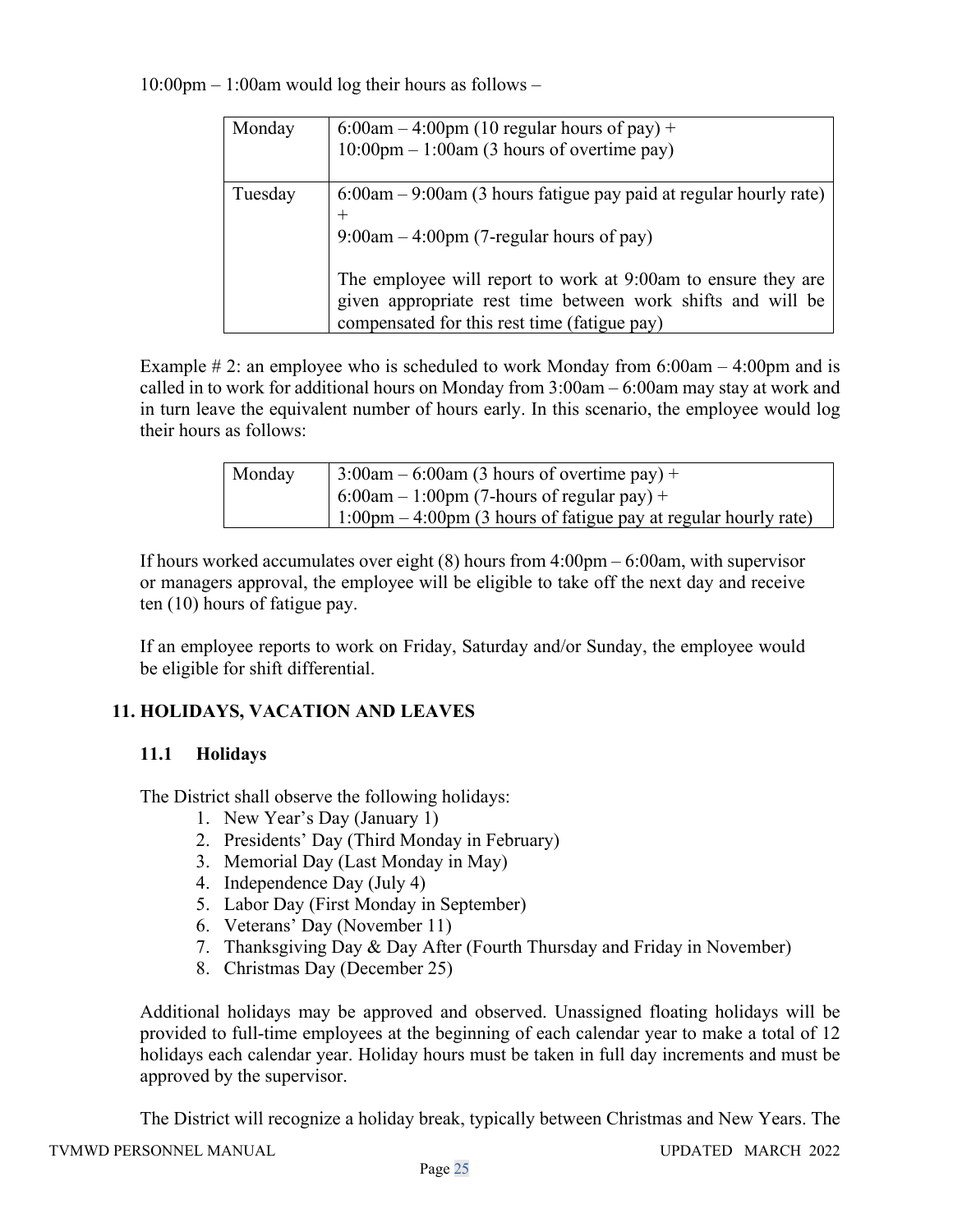10:00pm – 1:00am would log their hours as follows –

| Monday | 6:00am – 4:00pm (10 regular hours of pay) +<br>10:00pm – 1:00am (3 hours of overtime pay) |
|---|---|
| Tuesday | 6:00am – 9:00am (3 hours fatigue pay paid at regular hourly rate) +<br>9:00am – 4:00pm (7-regular hours of pay)<br><br>The employee will report to work at 9:00am to ensure they are given appropriate rest time between work shifts and will be compensated for this rest time (fatigue pay) |

Example # 2: an employee who is scheduled to work Monday from 6:00am – 4:00pm and is called in to work for additional hours on Monday from 3:00am – 6:00am may stay at work and in turn leave the equivalent number of hours early. In this scenario, the employee would log their hours as follows:

| Monday | 3:00am – 6:00am (3 hours of overtime pay) +<br>6:00am – 1:00pm (7-hours of regular pay) +<br>1:00pm – 4:00pm (3 hours of fatigue pay at regular hourly rate) |
|---|---|

If hours worked accumulates over eight (8) hours from 4:00pm – 6:00am, with supervisor or managers approval, the employee will be eligible to take off the next day and receive ten (10) hours of fatigue pay.

If an employee reports to work on Friday, Saturday and/or Sunday, the employee would be eligible for shift differential.

## 11. HOLIDAYS, VACATION AND LEAVES

### 11.1 Holidays

The District shall observe the following holidays:

1. New Year's Day (January 1)
2. Presidents' Day (Third Monday in February)
3. Memorial Day (Last Monday in May)
4. Independence Day (July 4)
5. Labor Day (First Monday in September)
6. Veterans' Day (November 11)
7. Thanksgiving Day & Day After (Fourth Thursday and Friday in November)
8. Christmas Day (December 25)

Additional holidays may be approved and observed. Unassigned floating holidays will be provided to full-time employees at the beginning of each calendar year to make a total of 12 holidays each calendar year. Holiday hours must be taken in full day increments and must be approved by the supervisor.

The District will recognize a holiday break, typically between Christmas and New Years. The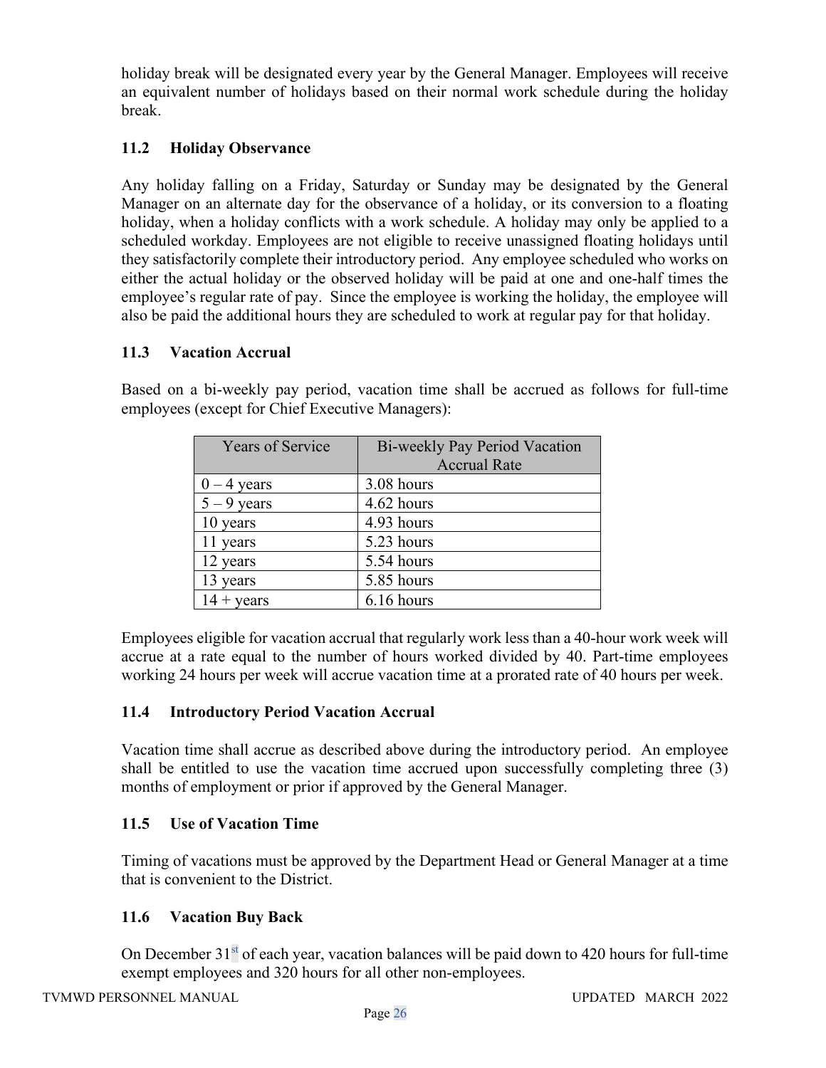holiday break will be designated every year by the General Manager. Employees will receive an equivalent number of holidays based on their normal work schedule during the holiday break.

### 11.2 Holiday Observance

Any holiday falling on a Friday, Saturday or Sunday may be designated by the General Manager on an alternate day for the observance of a holiday, or its conversion to a floating holiday, when a holiday conflicts with a work schedule. A holiday may only be applied to a scheduled workday. Employees are not eligible to receive unassigned floating holidays until they satisfactorily complete their introductory period. Any employee scheduled who works on either the actual holiday or the observed holiday will be paid at one and one-half times the employee's regular rate of pay. Since the employee is working the holiday, the employee will also be paid the additional hours they are scheduled to work at regular pay for that holiday.

### 11.3 Vacation Accrual

Based on a bi-weekly pay period, vacation time shall be accrued as follows for full-time employees (except for Chief Executive Managers):

| Years of Service | Bi-weekly Pay Period Vacation Accrual Rate |
|---|---|
| 0 – 4 years | 3.08 hours |
| 5 – 9 years | 4.62 hours |
| 10 years | 4.93 hours |
| 11 years | 5.23 hours |
| 12 years | 5.54 hours |
| 13 years | 5.85 hours |
| 14 + years | 6.16 hours |

Employees eligible for vacation accrual that regularly work less than a 40-hour work week will accrue at a rate equal to the number of hours worked divided by 40. Part-time employees working 24 hours per week will accrue vacation time at a prorated rate of 40 hours per week.

### 11.4 Introductory Period Vacation Accrual

Vacation time shall accrue as described above during the introductory period. An employee shall be entitled to use the vacation time accrued upon successfully completing three (3) months of employment or prior if approved by the General Manager.

### 11.5 Use of Vacation Time

Timing of vacations must be approved by the Department Head or General Manager at a time that is convenient to the District.

### 11.6 Vacation Buy Back

On December 31st of each year, vacation balances will be paid down to 420 hours for full-time exempt employees and 320 hours for all other non-employees.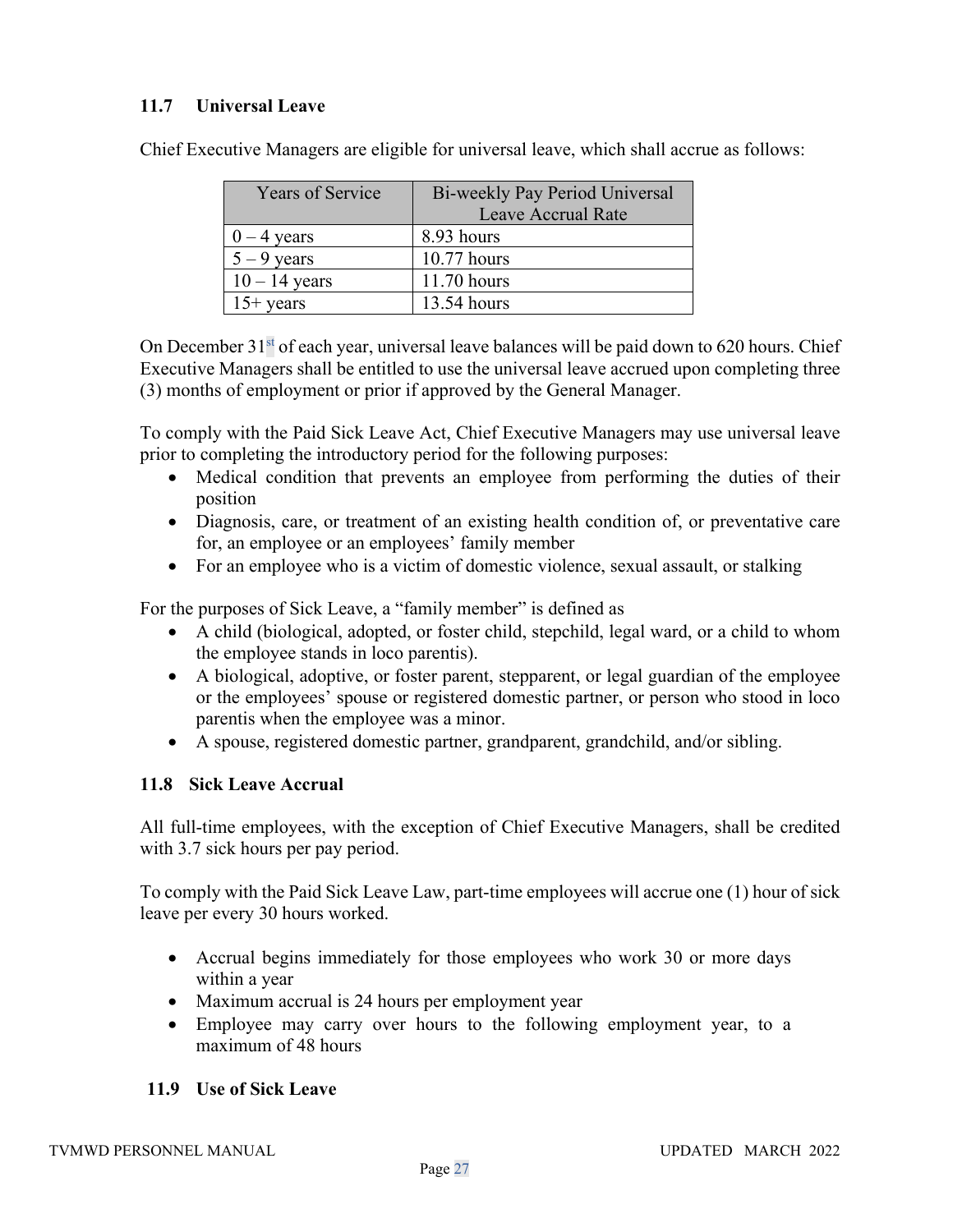### 11.7 Universal Leave

Chief Executive Managers are eligible for universal leave, which shall accrue as follows:

| Years of Service | Bi-weekly Pay Period Universal Leave Accrual Rate |
|---|---|
| 0 – 4 years | 8.93 hours |
| 5 – 9 years | 10.77 hours |
| 10 – 14 years | 11.70 hours |
| 15+ years | 13.54 hours |

On December 31st of each year, universal leave balances will be paid down to 620 hours. Chief Executive Managers shall be entitled to use the universal leave accrued upon completing three (3) months of employment or prior if approved by the General Manager.

To comply with the Paid Sick Leave Act, Chief Executive Managers may use universal leave prior to completing the introductory period for the following purposes:

- Medical condition that prevents an employee from performing the duties of their position
- Diagnosis, care, or treatment of an existing health condition of, or preventative care for, an employee or an employees' family member
- For an employee who is a victim of domestic violence, sexual assault, or stalking

For the purposes of Sick Leave, a "family member" is defined as

- A child (biological, adopted, or foster child, stepchild, legal ward, or a child to whom the employee stands in loco parentis).
- A biological, adoptive, or foster parent, stepparent, or legal guardian of the employee or the employees' spouse or registered domestic partner, or person who stood in loco parentis when the employee was a minor.
- A spouse, registered domestic partner, grandparent, grandchild, and/or sibling.

### 11.8 Sick Leave Accrual

All full-time employees, with the exception of Chief Executive Managers, shall be credited with 3.7 sick hours per pay period.

To comply with the Paid Sick Leave Law, part-time employees will accrue one (1) hour of sick leave per every 30 hours worked.

- Accrual begins immediately for those employees who work 30 or more days within a year
- Maximum accrual is 24 hours per employment year
- Employee may carry over hours to the following employment year, to a maximum of 48 hours

### 11.9 Use of Sick Leave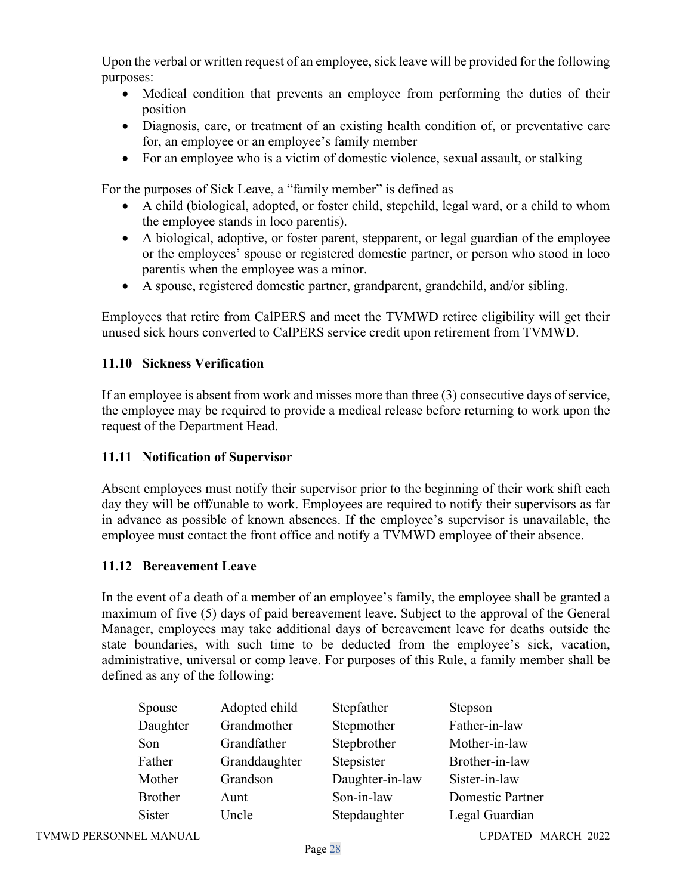Upon the verbal or written request of an employee, sick leave will be provided for the following purposes:

- Medical condition that prevents an employee from performing the duties of their position
- Diagnosis, care, or treatment of an existing health condition of, or preventative care for, an employee or an employee's family member
- For an employee who is a victim of domestic violence, sexual assault, or stalking

For the purposes of Sick Leave, a "family member" is defined as

- A child (biological, adopted, or foster child, stepchild, legal ward, or a child to whom the employee stands in loco parentis).
- A biological, adoptive, or foster parent, stepparent, or legal guardian of the employee or the employees' spouse or registered domestic partner, or person who stood in loco parentis when the employee was a minor.
- A spouse, registered domestic partner, grandparent, grandchild, and/or sibling.

Employees that retire from CalPERS and meet the TVMWD retiree eligibility will get their unused sick hours converted to CalPERS service credit upon retirement from TVMWD.

### 11.10 Sickness Verification

If an employee is absent from work and misses more than three (3) consecutive days of service, the employee may be required to provide a medical release before returning to work upon the request of the Department Head.

### 11.11 Notification of Supervisor

Absent employees must notify their supervisor prior to the beginning of their work shift each day they will be off/unable to work. Employees are required to notify their supervisors as far in advance as possible of known absences. If the employee's supervisor is unavailable, the employee must contact the front office and notify a TVMWD employee of their absence.

### 11.12 Bereavement Leave

In the event of a death of a member of an employee's family, the employee shall be granted a maximum of five (5) days of paid bereavement leave. Subject to the approval of the General Manager, employees may take additional days of bereavement leave for deaths outside the state boundaries, with such time to be deducted from the employee's sick, vacation, administrative, universal or comp leave. For purposes of this Rule, a family member shall be defined as any of the following:

| | | | |
|---|---|---|---|
| Spouse | Adopted child | Stepfather | Stepson |
| Daughter | Grandmother | Stepmother | Father-in-law |
| Son | Grandfather | Stepbrother | Mother-in-law |
| Father | Granddaughter | Stepsister | Brother-in-law |
| Mother | Grandson | Daughter-in-law | Sister-in-law |
| Brother | Aunt | Son-in-law | Domestic Partner |
| Sister | Uncle | Stepdaughter | Legal Guardian |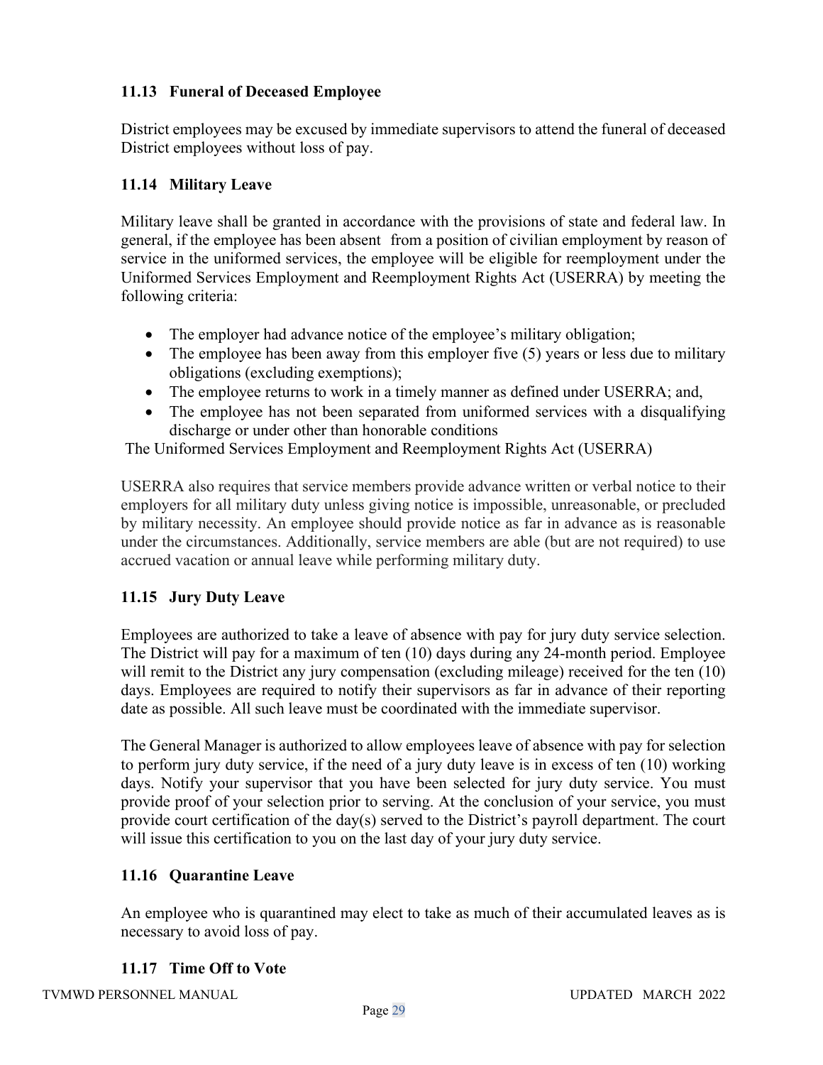### 11.13 Funeral of Deceased Employee

District employees may be excused by immediate supervisors to attend the funeral of deceased District employees without loss of pay.

### 11.14 Military Leave

Military leave shall be granted in accordance with the provisions of state and federal law. In general, if the employee has been absent from a position of civilian employment by reason of service in the uniformed services, the employee will be eligible for reemployment under the Uniformed Services Employment and Reemployment Rights Act (USERRA) by meeting the following criteria:

- The employer had advance notice of the employee's military obligation;
- The employee has been away from this employer five (5) years or less due to military obligations (excluding exemptions);
- The employee returns to work in a timely manner as defined under USERRA; and,
- The employee has not been separated from uniformed services with a disqualifying discharge or under other than honorable conditions

The Uniformed Services Employment and Reemployment Rights Act (USERRA)

USERRA also requires that service members provide advance written or verbal notice to their employers for all military duty unless giving notice is impossible, unreasonable, or precluded by military necessity. An employee should provide notice as far in advance as is reasonable under the circumstances. Additionally, service members are able (but are not required) to use accrued vacation or annual leave while performing military duty.

### 11.15 Jury Duty Leave

Employees are authorized to take a leave of absence with pay for jury duty service selection. The District will pay for a maximum of ten (10) days during any 24-month period. Employee will remit to the District any jury compensation (excluding mileage) received for the ten (10) days. Employees are required to notify their supervisors as far in advance of their reporting date as possible. All such leave must be coordinated with the immediate supervisor.

The General Manager is authorized to allow employees leave of absence with pay for selection to perform jury duty service, if the need of a jury duty leave is in excess of ten (10) working days. Notify your supervisor that you have been selected for jury duty service. You must provide proof of your selection prior to serving. At the conclusion of your service, you must provide court certification of the day(s) served to the District's payroll department. The court will issue this certification to you on the last day of your jury duty service.

### 11.16 Quarantine Leave

An employee who is quarantined may elect to take as much of their accumulated leaves as is necessary to avoid loss of pay.

### 11.17 Time Off to Vote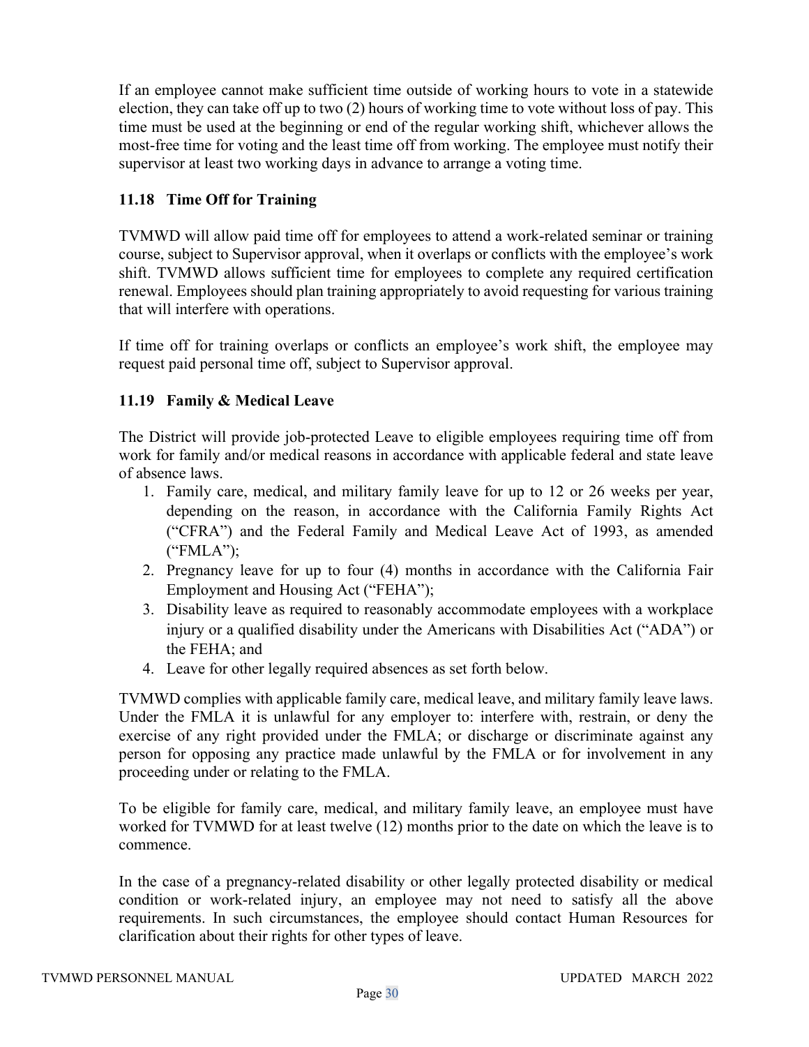If an employee cannot make sufficient time outside of working hours to vote in a statewide election, they can take off up to two (2) hours of working time to vote without loss of pay. This time must be used at the beginning or end of the regular working shift, whichever allows the most-free time for voting and the least time off from working. The employee must notify their supervisor at least two working days in advance to arrange a voting time.

### 11.18 Time Off for Training

TVMWD will allow paid time off for employees to attend a work-related seminar or training course, subject to Supervisor approval, when it overlaps or conflicts with the employee's work shift. TVMWD allows sufficient time for employees to complete any required certification renewal. Employees should plan training appropriately to avoid requesting for various training that will interfere with operations.

If time off for training overlaps or conflicts an employee's work shift, the employee may request paid personal time off, subject to Supervisor approval.

### 11.19 Family & Medical Leave

The District will provide job-protected Leave to eligible employees requiring time off from work for family and/or medical reasons in accordance with applicable federal and state leave of absence laws.

1. Family care, medical, and military family leave for up to 12 or 26 weeks per year, depending on the reason, in accordance with the California Family Rights Act ("CFRA") and the Federal Family and Medical Leave Act of 1993, as amended ("FMLA");
2. Pregnancy leave for up to four (4) months in accordance with the California Fair Employment and Housing Act ("FEHA");
3. Disability leave as required to reasonably accommodate employees with a workplace injury or a qualified disability under the Americans with Disabilities Act ("ADA") or the FEHA; and
4. Leave for other legally required absences as set forth below.

TVMWD complies with applicable family care, medical leave, and military family leave laws. Under the FMLA it is unlawful for any employer to: interfere with, restrain, or deny the exercise of any right provided under the FMLA; or discharge or discriminate against any person for opposing any practice made unlawful by the FMLA or for involvement in any proceeding under or relating to the FMLA.

To be eligible for family care, medical, and military family leave, an employee must have worked for TVMWD for at least twelve (12) months prior to the date on which the leave is to commence.

In the case of a pregnancy-related disability or other legally protected disability or medical condition or work-related injury, an employee may not need to satisfy all the above requirements. In such circumstances, the employee should contact Human Resources for clarification about their rights for other types of leave.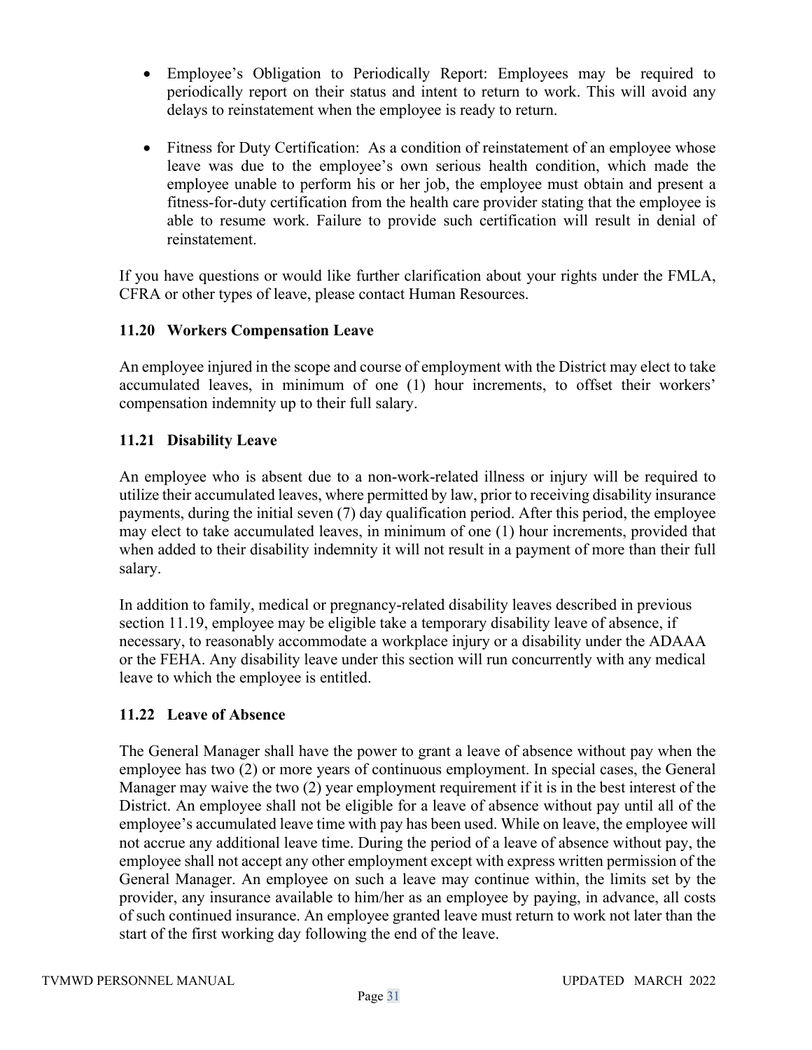- Employee's Obligation to Periodically Report: Employees may be required to periodically report on their status and intent to return to work. This will avoid any delays to reinstatement when the employee is ready to return.

- Fitness for Duty Certification: As a condition of reinstatement of an employee whose leave was due to the employee's own serious health condition, which made the employee unable to perform his or her job, the employee must obtain and present a fitness-for-duty certification from the health care provider stating that the employee is able to resume work. Failure to provide such certification will result in denial of reinstatement.

If you have questions or would like further clarification about your rights under the FMLA, CFRA or other types of leave, please contact Human Resources.

### 11.20 Workers Compensation Leave

An employee injured in the scope and course of employment with the District may elect to take accumulated leaves, in minimum of one (1) hour increments, to offset their workers' compensation indemnity up to their full salary.

### 11.21 Disability Leave

An employee who is absent due to a non-work-related illness or injury will be required to utilize their accumulated leaves, where permitted by law, prior to receiving disability insurance payments, during the initial seven (7) day qualification period. After this period, the employee may elect to take accumulated leaves, in minimum of one (1) hour increments, provided that when added to their disability indemnity it will not result in a payment of more than their full salary.

In addition to family, medical or pregnancy-related disability leaves described in previous section 11.19, employee may be eligible take a temporary disability leave of absence, if necessary, to reasonably accommodate a workplace injury or a disability under the ADAAA or the FEHA. Any disability leave under this section will run concurrently with any medical leave to which the employee is entitled.

### 11.22 Leave of Absence

The General Manager shall have the power to grant a leave of absence without pay when the employee has two (2) or more years of continuous employment. In special cases, the General Manager may waive the two (2) year employment requirement if it is in the best interest of the District. An employee shall not be eligible for a leave of absence without pay until all of the employee's accumulated leave time with pay has been used. While on leave, the employee will not accrue any additional leave time. During the period of a leave of absence without pay, the employee shall not accept any other employment except with express written permission of the General Manager. An employee on such a leave may continue within, the limits set by the provider, any insurance available to him/her as an employee by paying, in advance, all costs of such continued insurance. An employee granted leave must return to work not later than the start of the first working day following the end of the leave.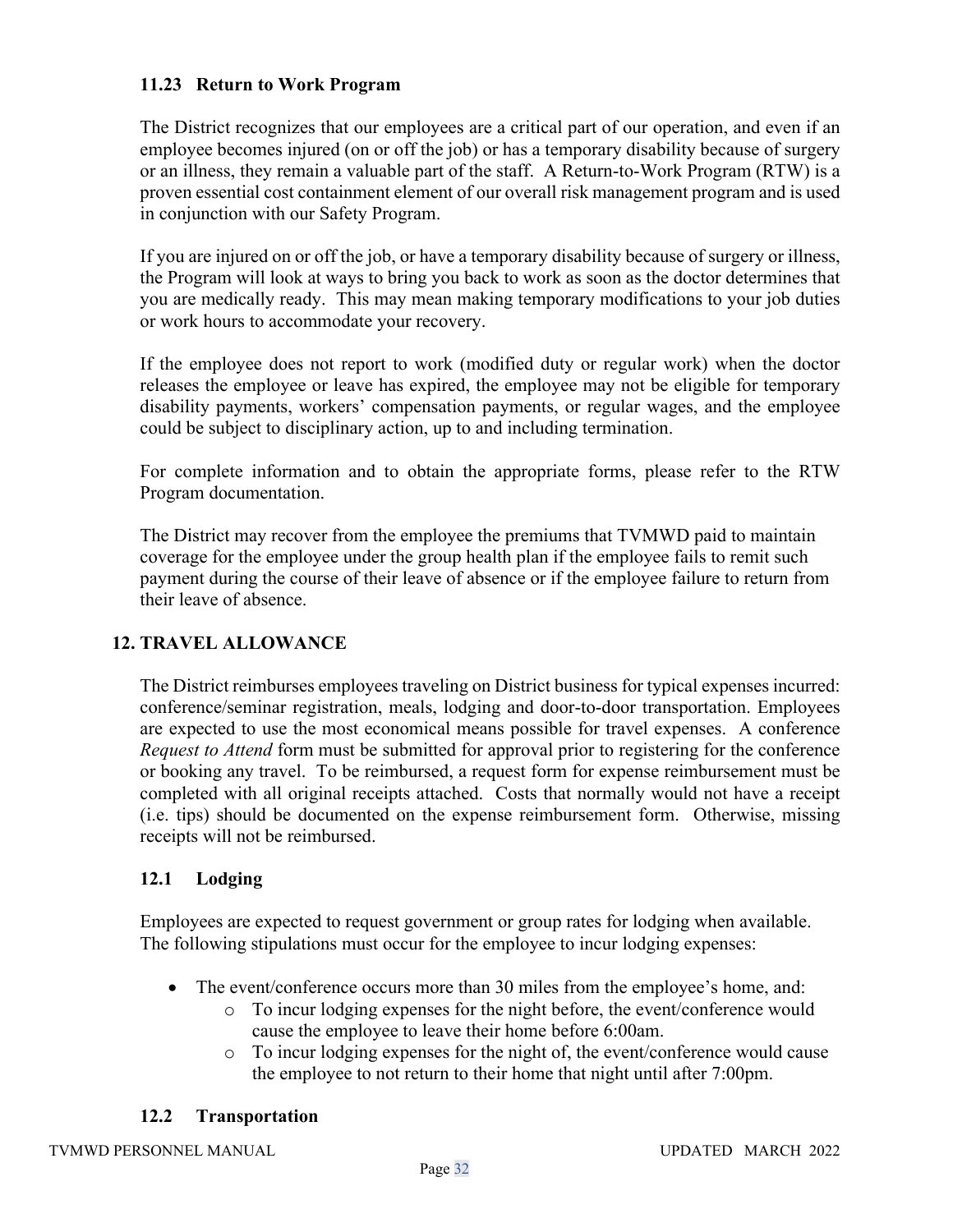### 11.23 Return to Work Program

The District recognizes that our employees are a critical part of our operation, and even if an employee becomes injured (on or off the job) or has a temporary disability because of surgery or an illness, they remain a valuable part of the staff. A Return-to-Work Program (RTW) is a proven essential cost containment element of our overall risk management program and is used in conjunction with our Safety Program.

If you are injured on or off the job, or have a temporary disability because of surgery or illness, the Program will look at ways to bring you back to work as soon as the doctor determines that you are medically ready. This may mean making temporary modifications to your job duties or work hours to accommodate your recovery.

If the employee does not report to work (modified duty or regular work) when the doctor releases the employee or leave has expired, the employee may not be eligible for temporary disability payments, workers' compensation payments, or regular wages, and the employee could be subject to disciplinary action, up to and including termination.

For complete information and to obtain the appropriate forms, please refer to the RTW Program documentation.

The District may recover from the employee the premiums that TVMWD paid to maintain coverage for the employee under the group health plan if the employee fails to remit such payment during the course of their leave of absence or if the employee failure to return from their leave of absence.

## 12. TRAVEL ALLOWANCE

The District reimburses employees traveling on District business for typical expenses incurred: conference/seminar registration, meals, lodging and door-to-door transportation. Employees are expected to use the most economical means possible for travel expenses. A conference *Request to Attend* form must be submitted for approval prior to registering for the conference or booking any travel. To be reimbursed, a request form for expense reimbursement must be completed with all original receipts attached. Costs that normally would not have a receipt (i.e. tips) should be documented on the expense reimbursement form. Otherwise, missing receipts will not be reimbursed.

### 12.1 Lodging

Employees are expected to request government or group rates for lodging when available. The following stipulations must occur for the employee to incur lodging expenses:

- The event/conference occurs more than 30 miles from the employee's home, and:
  - To incur lodging expenses for the night before, the event/conference would cause the employee to leave their home before 6:00am.
  - To incur lodging expenses for the night of, the event/conference would cause the employee to not return to their home that night until after 7:00pm.

### 12.2 Transportation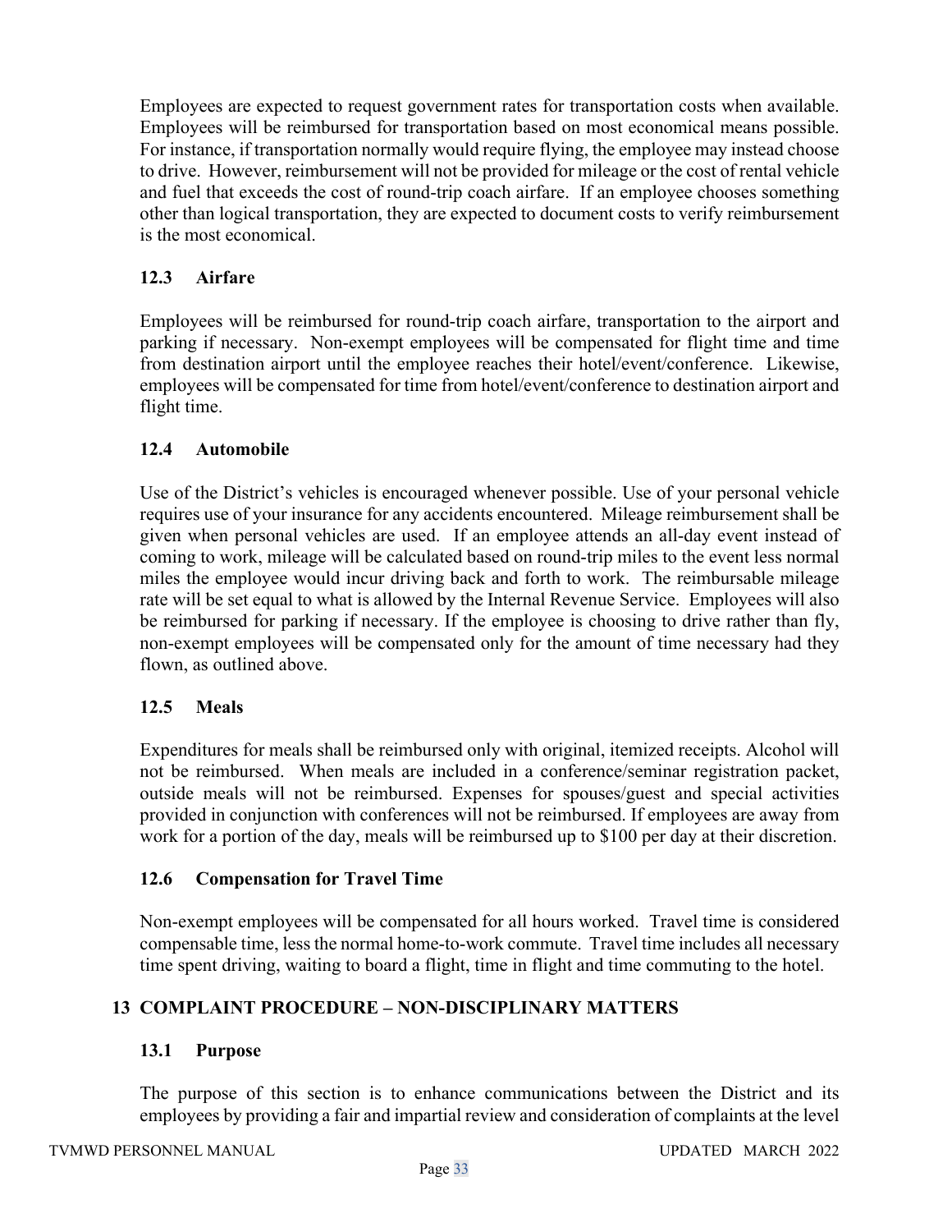Employees are expected to request government rates for transportation costs when available. Employees will be reimbursed for transportation based on most economical means possible. For instance, if transportation normally would require flying, the employee may instead choose to drive. However, reimbursement will not be provided for mileage or the cost of rental vehicle and fuel that exceeds the cost of round-trip coach airfare. If an employee chooses something other than logical transportation, they are expected to document costs to verify reimbursement is the most economical.

### 12.3 Airfare

Employees will be reimbursed for round-trip coach airfare, transportation to the airport and parking if necessary. Non-exempt employees will be compensated for flight time and time from destination airport until the employee reaches their hotel/event/conference. Likewise, employees will be compensated for time from hotel/event/conference to destination airport and flight time.

### 12.4 Automobile

Use of the District's vehicles is encouraged whenever possible. Use of your personal vehicle requires use of your insurance for any accidents encountered. Mileage reimbursement shall be given when personal vehicles are used. If an employee attends an all-day event instead of coming to work, mileage will be calculated based on round-trip miles to the event less normal miles the employee would incur driving back and forth to work. The reimbursable mileage rate will be set equal to what is allowed by the Internal Revenue Service. Employees will also be reimbursed for parking if necessary. If the employee is choosing to drive rather than fly, non-exempt employees will be compensated only for the amount of time necessary had they flown, as outlined above.

### 12.5 Meals

Expenditures for meals shall be reimbursed only with original, itemized receipts. Alcohol will not be reimbursed. When meals are included in a conference/seminar registration packet, outside meals will not be reimbursed. Expenses for spouses/guest and special activities provided in conjunction with conferences will not be reimbursed. If employees are away from work for a portion of the day, meals will be reimbursed up to $100 per day at their discretion.

### 12.6 Compensation for Travel Time

Non-exempt employees will be compensated for all hours worked. Travel time is considered compensable time, less the normal home-to-work commute. Travel time includes all necessary time spent driving, waiting to board a flight, time in flight and time commuting to the hotel.

## 13 COMPLAINT PROCEDURE – NON-DISCIPLINARY MATTERS

### 13.1 Purpose

The purpose of this section is to enhance communications between the District and its employees by providing a fair and impartial review and consideration of complaints at the level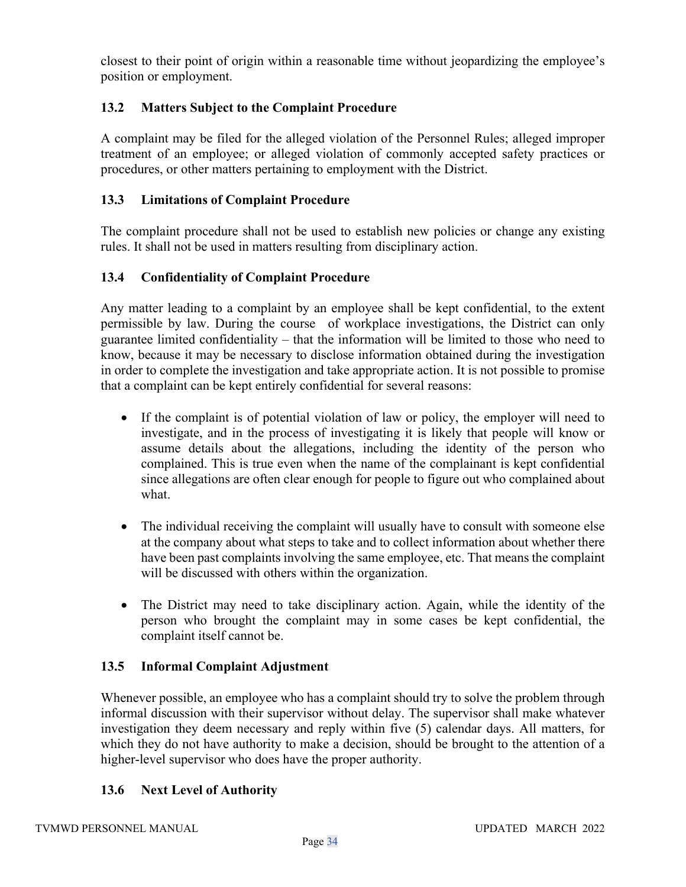closest to their point of origin within a reasonable time without jeopardizing the employee's position or employment.

### 13.2 Matters Subject to the Complaint Procedure

A complaint may be filed for the alleged violation of the Personnel Rules; alleged improper treatment of an employee; or alleged violation of commonly accepted safety practices or procedures, or other matters pertaining to employment with the District.

### 13.3 Limitations of Complaint Procedure

The complaint procedure shall not be used to establish new policies or change any existing rules. It shall not be used in matters resulting from disciplinary action.

### 13.4 Confidentiality of Complaint Procedure

Any matter leading to a complaint by an employee shall be kept confidential, to the extent permissible by law. During the course of workplace investigations, the District can only guarantee limited confidentiality – that the information will be limited to those who need to know, because it may be necessary to disclose information obtained during the investigation in order to complete the investigation and take appropriate action. It is not possible to promise that a complaint can be kept entirely confidential for several reasons:

- If the complaint is of potential violation of law or policy, the employer will need to investigate, and in the process of investigating it is likely that people will know or assume details about the allegations, including the identity of the person who complained. This is true even when the name of the complainant is kept confidential since allegations are often clear enough for people to figure out who complained about what.

- The individual receiving the complaint will usually have to consult with someone else at the company about what steps to take and to collect information about whether there have been past complaints involving the same employee, etc. That means the complaint will be discussed with others within the organization.

- The District may need to take disciplinary action. Again, while the identity of the person who brought the complaint may in some cases be kept confidential, the complaint itself cannot be.

### 13.5 Informal Complaint Adjustment

Whenever possible, an employee who has a complaint should try to solve the problem through informal discussion with their supervisor without delay. The supervisor shall make whatever investigation they deem necessary and reply within five (5) calendar days. All matters, for which they do not have authority to make a decision, should be brought to the attention of a higher-level supervisor who does have the proper authority.

### 13.6 Next Level of Authority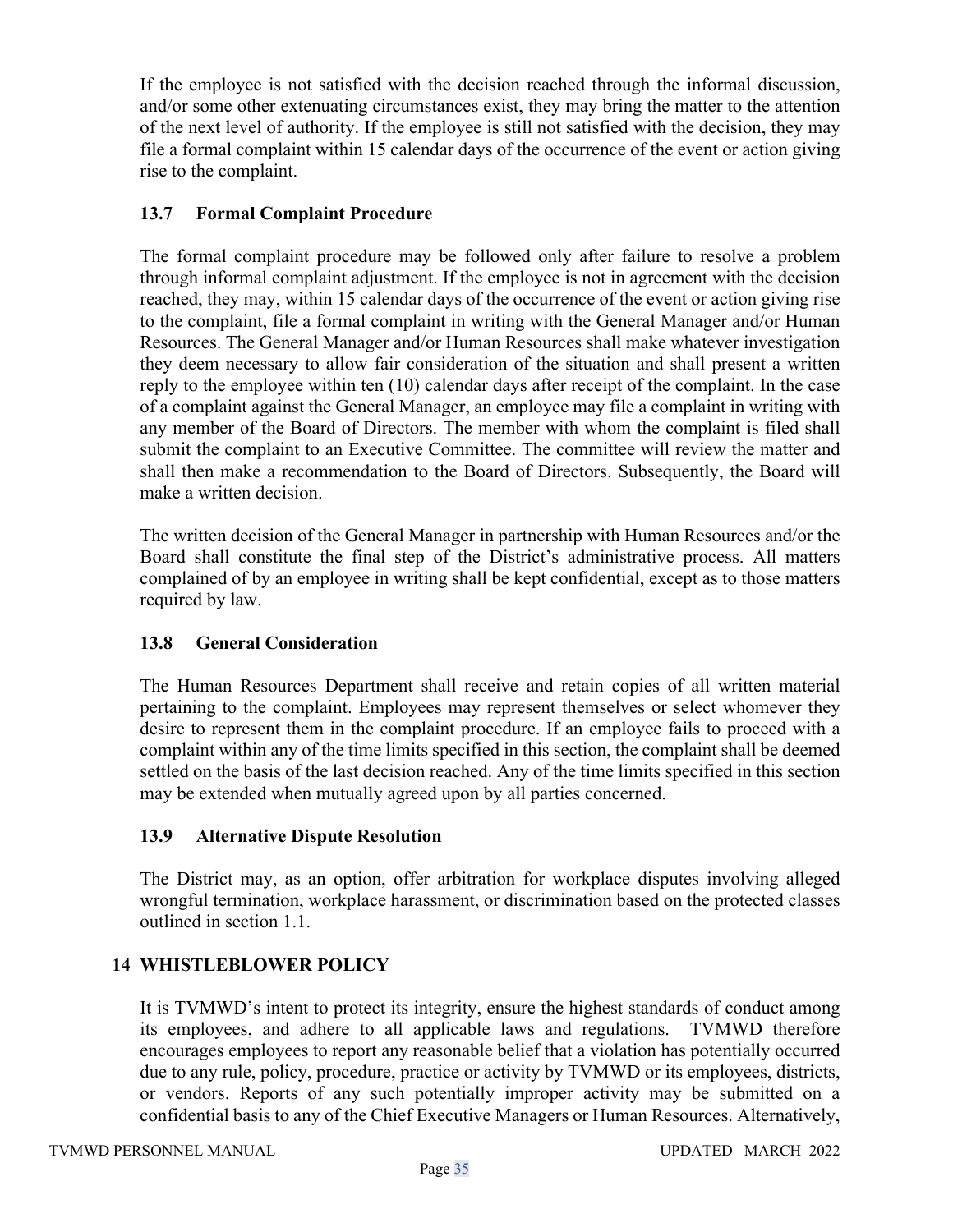If the employee is not satisfied with the decision reached through the informal discussion, and/or some other extenuating circumstances exist, they may bring the matter to the attention of the next level of authority. If the employee is still not satisfied with the decision, they may file a formal complaint within 15 calendar days of the occurrence of the event or action giving rise to the complaint.

### 13.7 Formal Complaint Procedure

The formal complaint procedure may be followed only after failure to resolve a problem through informal complaint adjustment. If the employee is not in agreement with the decision reached, they may, within 15 calendar days of the occurrence of the event or action giving rise to the complaint, file a formal complaint in writing with the General Manager and/or Human Resources. The General Manager and/or Human Resources shall make whatever investigation they deem necessary to allow fair consideration of the situation and shall present a written reply to the employee within ten (10) calendar days after receipt of the complaint. In the case of a complaint against the General Manager, an employee may file a complaint in writing with any member of the Board of Directors. The member with whom the complaint is filed shall submit the complaint to an Executive Committee. The committee will review the matter and shall then make a recommendation to the Board of Directors. Subsequently, the Board will make a written decision.

The written decision of the General Manager in partnership with Human Resources and/or the Board shall constitute the final step of the District's administrative process. All matters complained of by an employee in writing shall be kept confidential, except as to those matters required by law.

### 13.8 General Consideration

The Human Resources Department shall receive and retain copies of all written material pertaining to the complaint. Employees may represent themselves or select whomever they desire to represent them in the complaint procedure. If an employee fails to proceed with a complaint within any of the time limits specified in this section, the complaint shall be deemed settled on the basis of the last decision reached. Any of the time limits specified in this section may be extended when mutually agreed upon by all parties concerned.

### 13.9 Alternative Dispute Resolution

The District may, as an option, offer arbitration for workplace disputes involving alleged wrongful termination, workplace harassment, or discrimination based on the protected classes outlined in section 1.1.

## 14 WHISTLEBLOWER POLICY

It is TVMWD's intent to protect its integrity, ensure the highest standards of conduct among its employees, and adhere to all applicable laws and regulations. TVMWD therefore encourages employees to report any reasonable belief that a violation has potentially occurred due to any rule, policy, procedure, practice or activity by TVMWD or its employees, districts, or vendors. Reports of any such potentially improper activity may be submitted on a confidential basis to any of the Chief Executive Managers or Human Resources. Alternatively,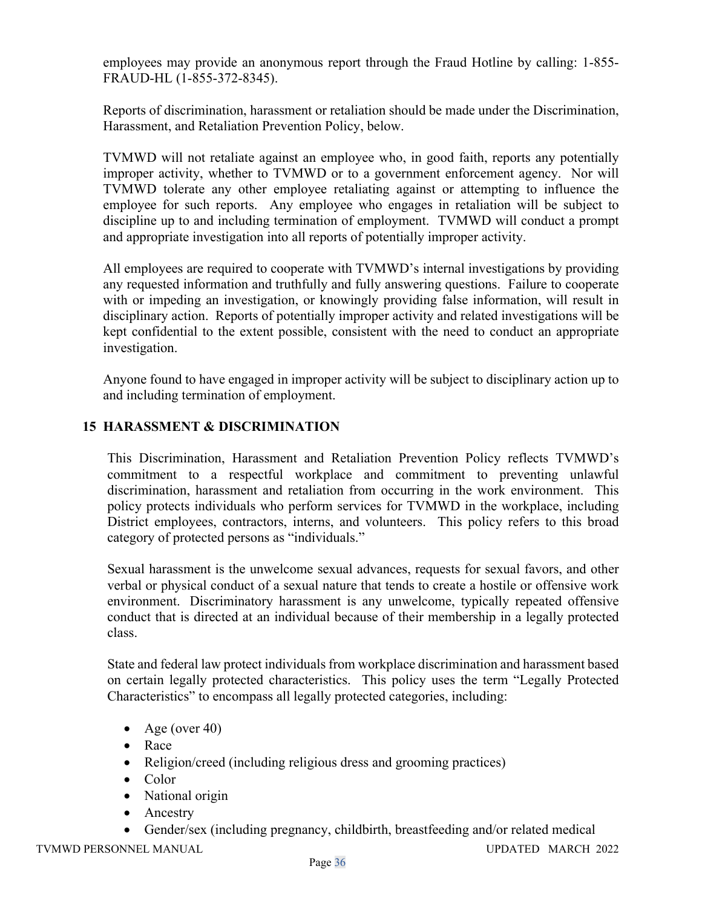employees may provide an anonymous report through the Fraud Hotline by calling: 1-855-FRAUD-HL (1-855-372-8345).

Reports of discrimination, harassment or retaliation should be made under the Discrimination, Harassment, and Retaliation Prevention Policy, below.

TVMWD will not retaliate against an employee who, in good faith, reports any potentially improper activity, whether to TVMWD or to a government enforcement agency. Nor will TVMWD tolerate any other employee retaliating against or attempting to influence the employee for such reports. Any employee who engages in retaliation will be subject to discipline up to and including termination of employment. TVMWD will conduct a prompt and appropriate investigation into all reports of potentially improper activity.

All employees are required to cooperate with TVMWD's internal investigations by providing any requested information and truthfully and fully answering questions. Failure to cooperate with or impeding an investigation, or knowingly providing false information, will result in disciplinary action. Reports of potentially improper activity and related investigations will be kept confidential to the extent possible, consistent with the need to conduct an appropriate investigation.

Anyone found to have engaged in improper activity will be subject to disciplinary action up to and including termination of employment.

## 15 HARASSMENT & DISCRIMINATION

This Discrimination, Harassment and Retaliation Prevention Policy reflects TVMWD's commitment to a respectful workplace and commitment to preventing unlawful discrimination, harassment and retaliation from occurring in the work environment. This policy protects individuals who perform services for TVMWD in the workplace, including District employees, contractors, interns, and volunteers. This policy refers to this broad category of protected persons as "individuals."

Sexual harassment is the unwelcome sexual advances, requests for sexual favors, and other verbal or physical conduct of a sexual nature that tends to create a hostile or offensive work environment. Discriminatory harassment is any unwelcome, typically repeated offensive conduct that is directed at an individual because of their membership in a legally protected class.

State and federal law protect individuals from workplace discrimination and harassment based on certain legally protected characteristics. This policy uses the term "Legally Protected Characteristics" to encompass all legally protected categories, including:

- Age (over 40)
- Race
- Religion/creed (including religious dress and grooming practices)
- Color
- National origin
- Ancestry
- Gender/sex (including pregnancy, childbirth, breastfeeding and/or related medical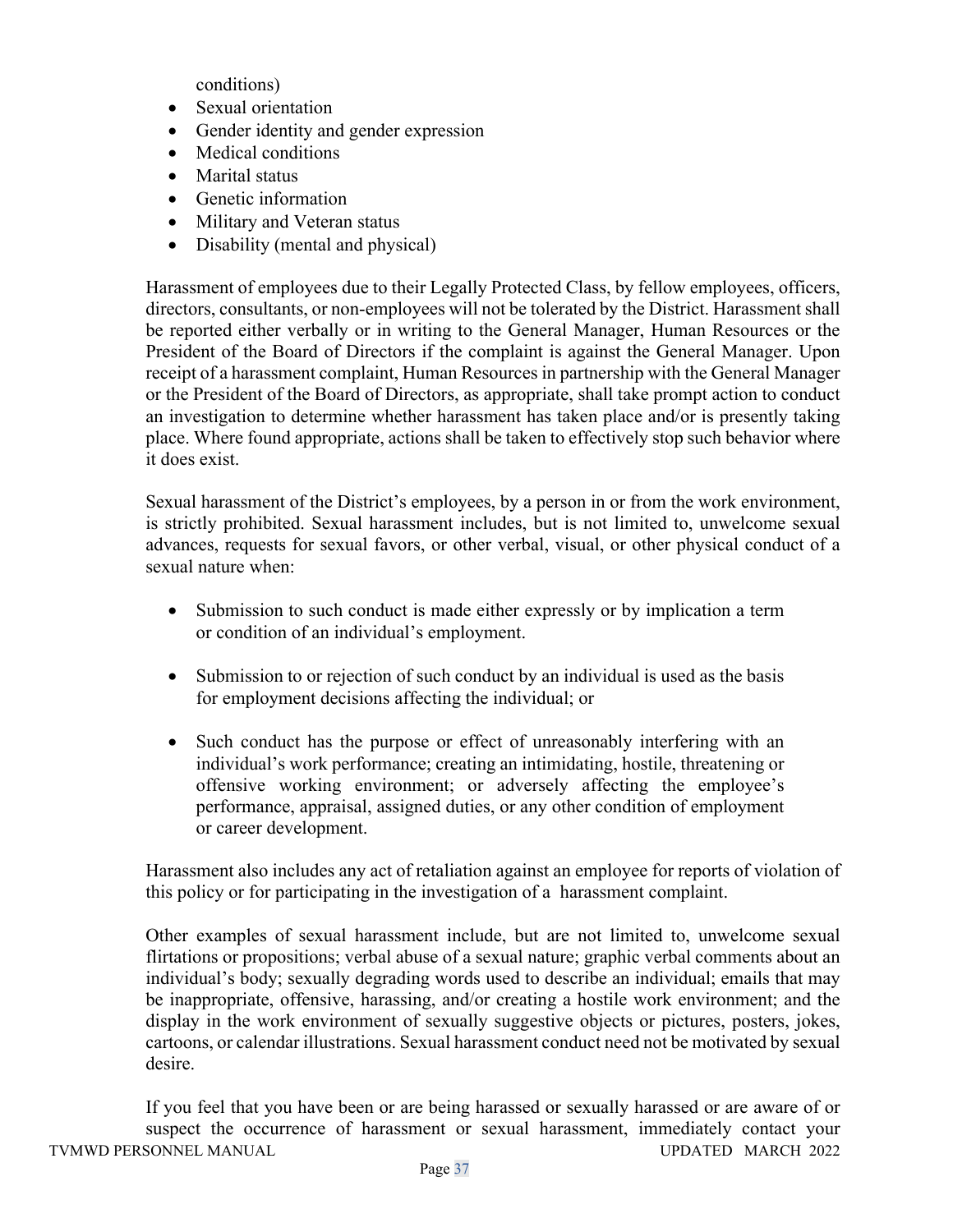conditions)

- Sexual orientation
- Gender identity and gender expression
- Medical conditions
- Marital status
- Genetic information
- Military and Veteran status
- Disability (mental and physical)

Harassment of employees due to their Legally Protected Class, by fellow employees, officers, directors, consultants, or non-employees will not be tolerated by the District. Harassment shall be reported either verbally or in writing to the General Manager, Human Resources or the President of the Board of Directors if the complaint is against the General Manager. Upon receipt of a harassment complaint, Human Resources in partnership with the General Manager or the President of the Board of Directors, as appropriate, shall take prompt action to conduct an investigation to determine whether harassment has taken place and/or is presently taking place. Where found appropriate, actions shall be taken to effectively stop such behavior where it does exist.

Sexual harassment of the District's employees, by a person in or from the work environment, is strictly prohibited. Sexual harassment includes, but is not limited to, unwelcome sexual advances, requests for sexual favors, or other verbal, visual, or other physical conduct of a sexual nature when:

- Submission to such conduct is made either expressly or by implication a term or condition of an individual's employment.

- Submission to or rejection of such conduct by an individual is used as the basis for employment decisions affecting the individual; or

- Such conduct has the purpose or effect of unreasonably interfering with an individual's work performance; creating an intimidating, hostile, threatening or offensive working environment; or adversely affecting the employee's performance, appraisal, assigned duties, or any other condition of employment or career development.

Harassment also includes any act of retaliation against an employee for reports of violation of this policy or for participating in the investigation of a harassment complaint.

Other examples of sexual harassment include, but are not limited to, unwelcome sexual flirtations or propositions; verbal abuse of a sexual nature; graphic verbal comments about an individual's body; sexually degrading words used to describe an individual; emails that may be inappropriate, offensive, harassing, and/or creating a hostile work environment; and the display in the work environment of sexually suggestive objects or pictures, posters, jokes, cartoons, or calendar illustrations. Sexual harassment conduct need not be motivated by sexual desire.

If you feel that you have been or are being harassed or sexually harassed or are aware of or suspect the occurrence of harassment or sexual harassment, immediately contact your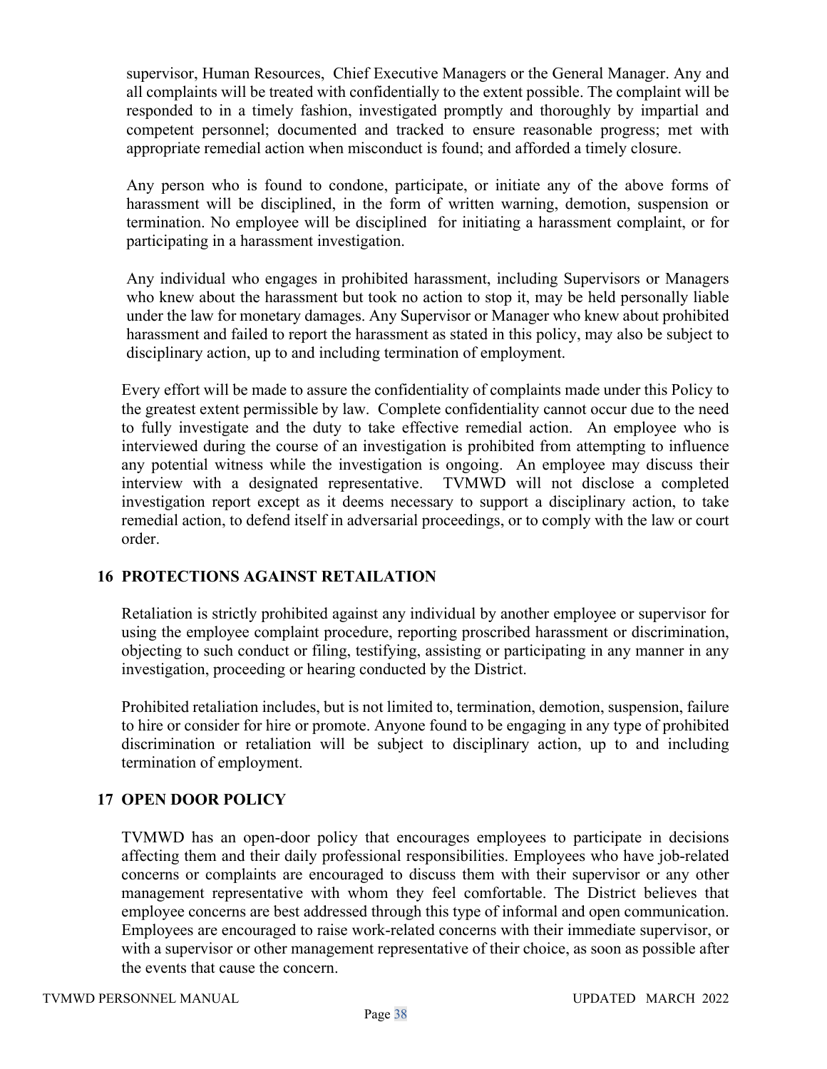supervisor, Human Resources, Chief Executive Managers or the General Manager. Any and all complaints will be treated with confidentially to the extent possible. The complaint will be responded to in a timely fashion, investigated promptly and thoroughly by impartial and competent personnel; documented and tracked to ensure reasonable progress; met with appropriate remedial action when misconduct is found; and afforded a timely closure.

Any person who is found to condone, participate, or initiate any of the above forms of harassment will be disciplined, in the form of written warning, demotion, suspension or termination. No employee will be disciplined for initiating a harassment complaint, or for participating in a harassment investigation.

Any individual who engages in prohibited harassment, including Supervisors or Managers who knew about the harassment but took no action to stop it, may be held personally liable under the law for monetary damages. Any Supervisor or Manager who knew about prohibited harassment and failed to report the harassment as stated in this policy, may also be subject to disciplinary action, up to and including termination of employment.

Every effort will be made to assure the confidentiality of complaints made under this Policy to the greatest extent permissible by law. Complete confidentiality cannot occur due to the need to fully investigate and the duty to take effective remedial action. An employee who is interviewed during the course of an investigation is prohibited from attempting to influence any potential witness while the investigation is ongoing. An employee may discuss their interview with a designated representative. TVMWD will not disclose a completed investigation report except as it deems necessary to support a disciplinary action, to take remedial action, to defend itself in adversarial proceedings, or to comply with the law or court order.

## 16 PROTECTIONS AGAINST RETAILATION

Retaliation is strictly prohibited against any individual by another employee or supervisor for using the employee complaint procedure, reporting proscribed harassment or discrimination, objecting to such conduct or filing, testifying, assisting or participating in any manner in any investigation, proceeding or hearing conducted by the District.

Prohibited retaliation includes, but is not limited to, termination, demotion, suspension, failure to hire or consider for hire or promote. Anyone found to be engaging in any type of prohibited discrimination or retaliation will be subject to disciplinary action, up to and including termination of employment.

## 17 OPEN DOOR POLICY

TVMWD has an open-door policy that encourages employees to participate in decisions affecting them and their daily professional responsibilities. Employees who have job-related concerns or complaints are encouraged to discuss them with their supervisor or any other management representative with whom they feel comfortable. The District believes that employee concerns are best addressed through this type of informal and open communication. Employees are encouraged to raise work-related concerns with their immediate supervisor, or with a supervisor or other management representative of their choice, as soon as possible after the events that cause the concern.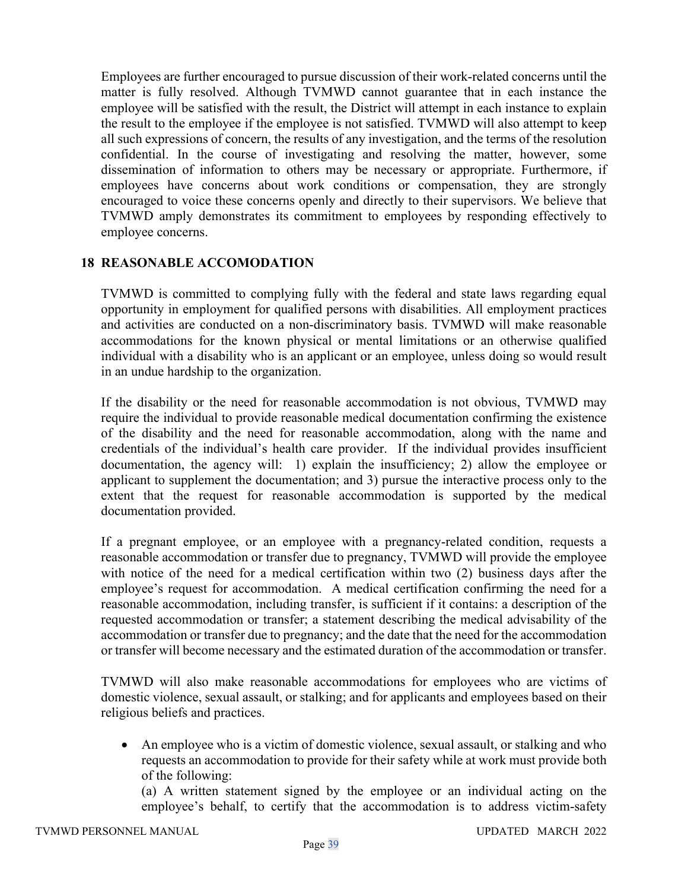Employees are further encouraged to pursue discussion of their work-related concerns until the matter is fully resolved. Although TVMWD cannot guarantee that in each instance the employee will be satisfied with the result, the District will attempt in each instance to explain the result to the employee if the employee is not satisfied. TVMWD will also attempt to keep all such expressions of concern, the results of any investigation, and the terms of the resolution confidential. In the course of investigating and resolving the matter, however, some dissemination of information to others may be necessary or appropriate. Furthermore, if employees have concerns about work conditions or compensation, they are strongly encouraged to voice these concerns openly and directly to their supervisors. We believe that TVMWD amply demonstrates its commitment to employees by responding effectively to employee concerns.

## 18 REASONABLE ACCOMODATION

TVMWD is committed to complying fully with the federal and state laws regarding equal opportunity in employment for qualified persons with disabilities. All employment practices and activities are conducted on a non-discriminatory basis. TVMWD will make reasonable accommodations for the known physical or mental limitations or an otherwise qualified individual with a disability who is an applicant or an employee, unless doing so would result in an undue hardship to the organization.

If the disability or the need for reasonable accommodation is not obvious, TVMWD may require the individual to provide reasonable medical documentation confirming the existence of the disability and the need for reasonable accommodation, along with the name and credentials of the individual's health care provider. If the individual provides insufficient documentation, the agency will: 1) explain the insufficiency; 2) allow the employee or applicant to supplement the documentation; and 3) pursue the interactive process only to the extent that the request for reasonable accommodation is supported by the medical documentation provided.

If a pregnant employee, or an employee with a pregnancy-related condition, requests a reasonable accommodation or transfer due to pregnancy, TVMWD will provide the employee with notice of the need for a medical certification within two (2) business days after the employee's request for accommodation. A medical certification confirming the need for a reasonable accommodation, including transfer, is sufficient if it contains: a description of the requested accommodation or transfer; a statement describing the medical advisability of the accommodation or transfer due to pregnancy; and the date that the need for the accommodation or transfer will become necessary and the estimated duration of the accommodation or transfer.

TVMWD will also make reasonable accommodations for employees who are victims of domestic violence, sexual assault, or stalking; and for applicants and employees based on their religious beliefs and practices.

- An employee who is a victim of domestic violence, sexual assault, or stalking and who requests an accommodation to provide for their safety while at work must provide both of the following:
  (a) A written statement signed by the employee or an individual acting on the employee's behalf, to certify that the accommodation is to address victim-safety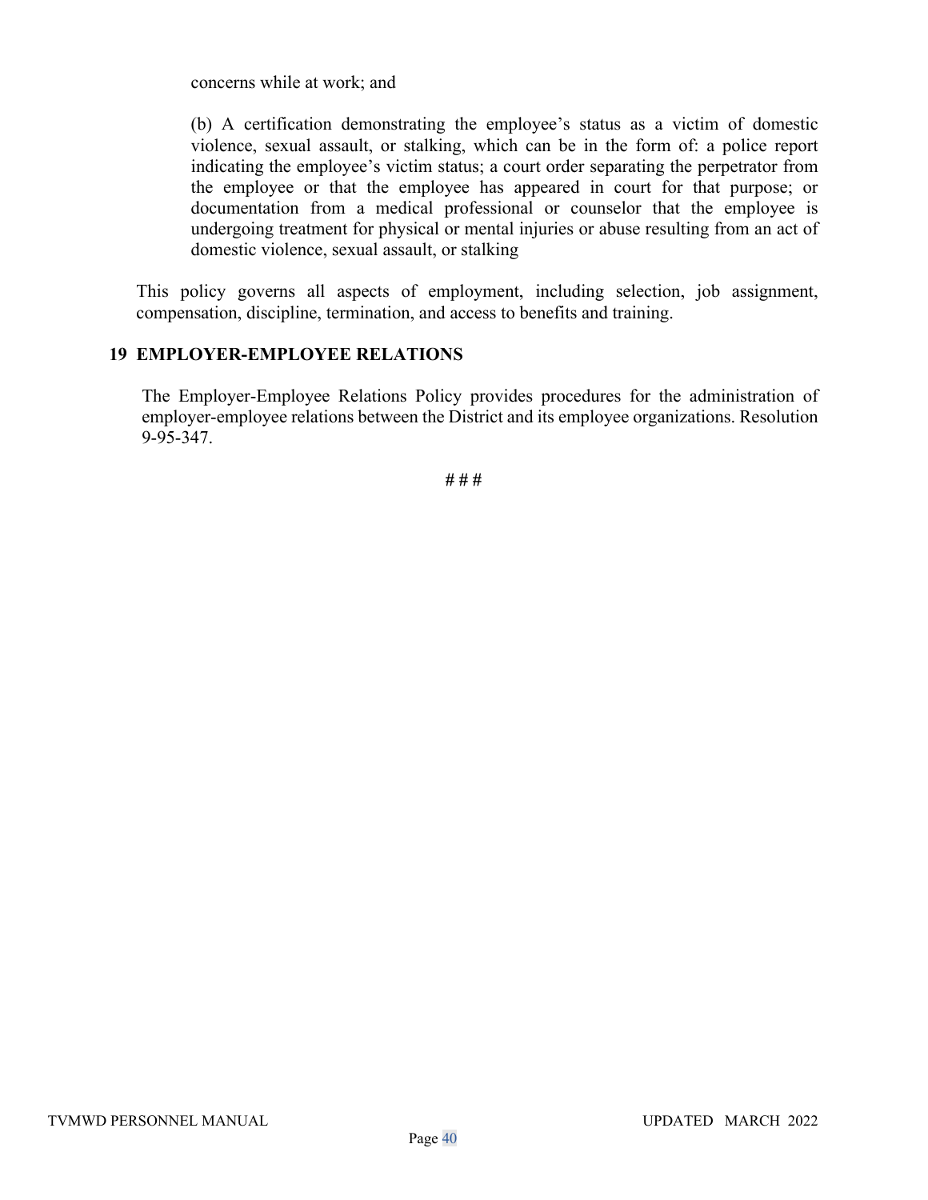concerns while at work; and

(b) A certification demonstrating the employee's status as a victim of domestic violence, sexual assault, or stalking, which can be in the form of: a police report indicating the employee's victim status; a court order separating the perpetrator from the employee or that the employee has appeared in court for that purpose; or documentation from a medical professional or counselor that the employee is undergoing treatment for physical or mental injuries or abuse resulting from an act of domestic violence, sexual assault, or stalking

This policy governs all aspects of employment, including selection, job assignment, compensation, discipline, termination, and access to benefits and training.

## 19 EMPLOYER-EMPLOYEE RELATIONS

The Employer-Employee Relations Policy provides procedures for the administration of employer-employee relations between the District and its employee organizations. Resolution 9-95-347.

# # #